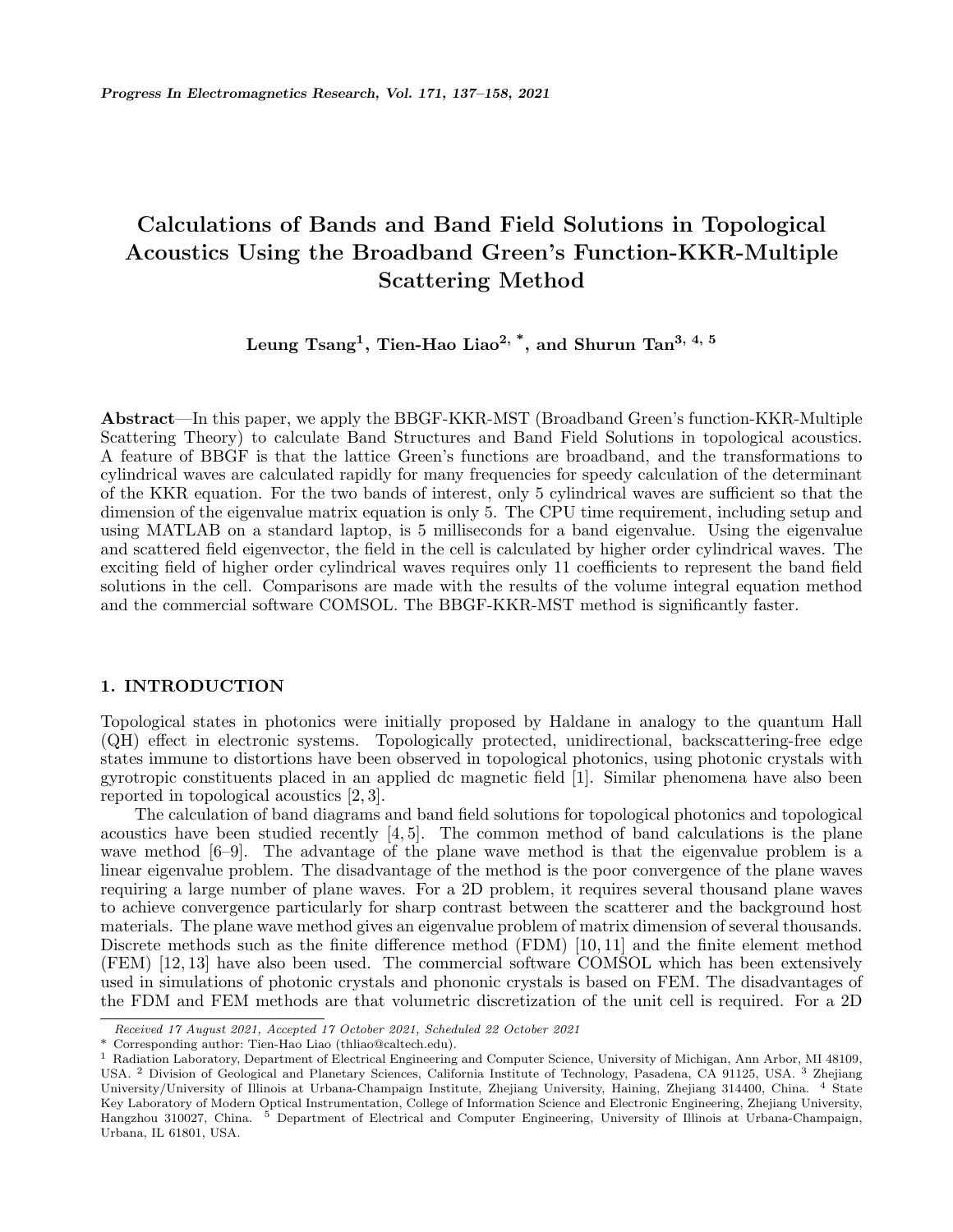# Calculations of Bands and Band Field Solutions in Topological Acoustics Using the Broadband Green's Function-KKR-Multiple Scattering Method

**Leung Tsang[1], Tien-Hao Liao[2, *], and Shurun Tan[3, 4, 5]**

**Abstract**—In this paper, we apply the BBGF-KKR-MST (Broadband Green's function-KKR-Multiple Scattering Theory) to calculate Band Structures and Band Field Solutions in topological acoustics. A feature of BBGF is that the lattice Green's functions are broadband, and the transformations to cylindrical waves are calculated rapidly for many frequencies for speedy calculation of the determinant of the KKR equation. For the two bands of interest, only 5 cylindrical waves are sufficient so that the dimension of the eigenvalue matrix equation is only 5. The CPU time requirement, including setup and using MATLAB on a standard laptop, is 5 milliseconds for a band eigenvalue. Using the eigenvalue and scattered field eigenvector, the field in the cell is calculated by higher order cylindrical waves. The exciting field of higher order cylindrical waves requires only 11 coefficients to represent the band field solutions in the cell. Comparisons are made with the results of the volume integral equation method and the commercial software COMSOL. The BBGF-KKR-MST method is significantly faster.

## 1. INTRODUCTION

Topological states in photonics were initially proposed by Haldane in analogy to the quantum Hall (QH) effect in electronic systems. Topologically protected, unidirectional, backscattering-free edge states immune to distortions have been observed in topological photonics, using photonic crystals with gyrotropic constituents placed in an applied dc magnetic field [1]. Similar phenomena have also been reported in topological acoustics [2, 3].

The calculation of band diagrams and band field solutions for topological photonics and topological acoustics have been studied recently [4, 5]. The common method of band calculations is the plane wave method [6–9]. The advantage of the plane wave method is that the eigenvalue problem is a linear eigenvalue problem. The disadvantage of the method is the poor convergence of the plane waves requiring a large number of plane waves. For a 2D problem, it requires several thousand plane waves to achieve convergence particularly for sharp contrast between the scatterer and the background host materials. The plane wave method gives an eigenvalue problem of matrix dimension of several thousands. Discrete methods such as the finite difference method (FDM) [10, 11] and the finite element method (FEM) [12, 13] have also been used. The commercial software COMSOL which has been extensively used in simulations of photonic crystals and phononic crystals is based on FEM. The disadvantages of the FDM and FEM methods are that volumetric discretization of the unit cell is required. For a 2D

---

*Received 17 August 2021, Accepted 17 October 2021, Scheduled 22 October 2021*

\* Corresponding author: Tien-Hao Liao (thliao@caltech.edu).

[1] Radiation Laboratory, Department of Electrical Engineering and Computer Science, University of Michigan, Ann Arbor, MI 48109, USA. [2] Division of Geological and Planetary Sciences, California Institute of Technology, Pasadena, CA 91125, USA. [3] Zhejiang University/University of Illinois at Urbana-Champaign Institute, Zhejiang University, Haining, Zhejiang 314400, China. [4] State Key Laboratory of Modern Optical Instrumentation, College of Information Science and Electronic Engineering, Zhejiang University, Hangzhou 310027, China. [5] Department of Electrical and Computer Engineering, University of Illinois at Urbana-Champaign, Urbana, IL 61801, USA.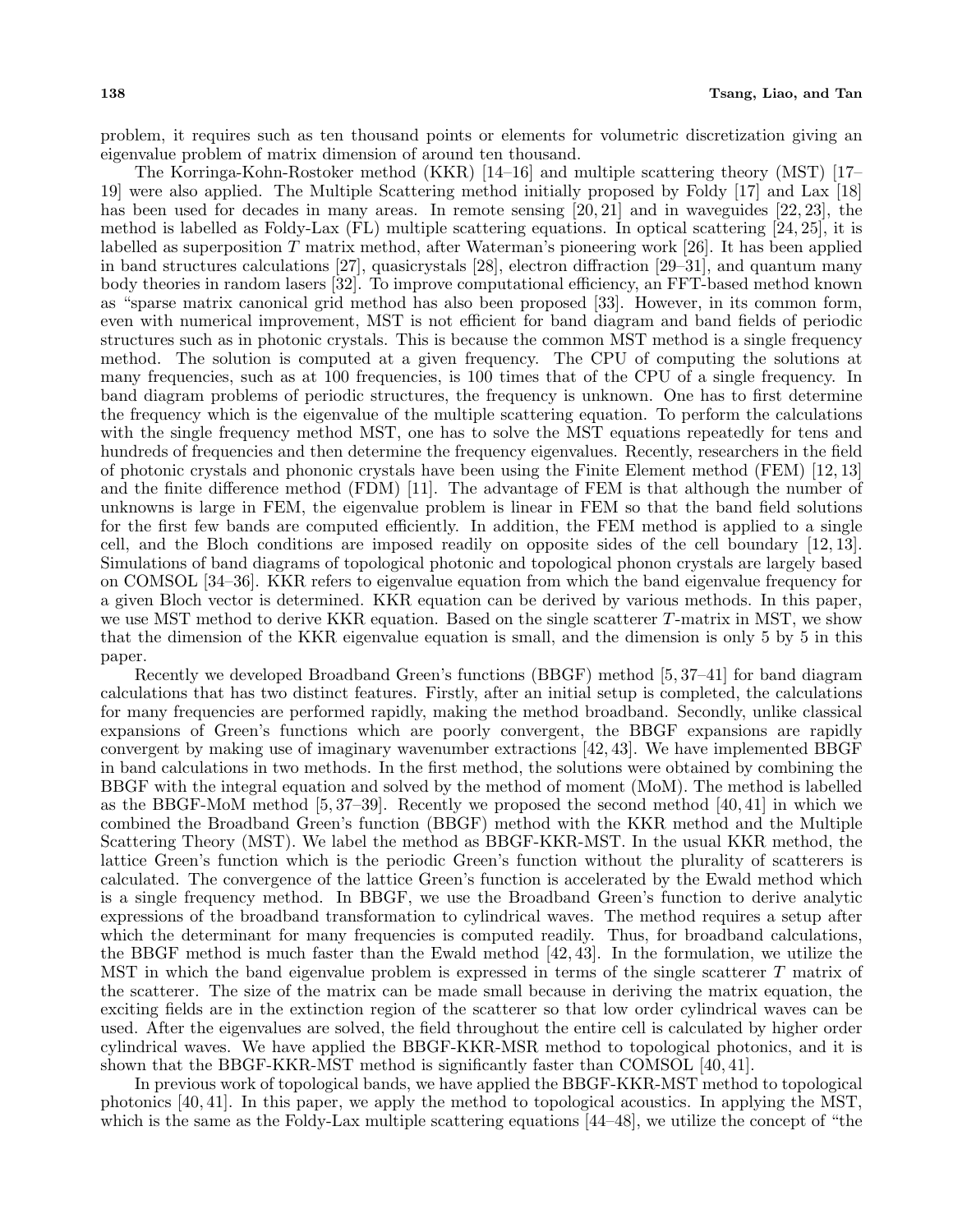problem, it requires such as ten thousand points or elements for volumetric discretization giving an eigenvalue problem of matrix dimension of around ten thousand.

The Korringa-Kohn-Rostoker method (KKR) [14–16] and multiple scattering theory (MST) [17–19] were also applied. The Multiple Scattering method initially proposed by Foldy [17] and Lax [18] has been used for decades in many areas. In remote sensing [20, 21] and in waveguides [22, 23], the method is labelled as Foldy-Lax (FL) multiple scattering equations. In optical scattering [24, 25], it is labelled as superposition $T$ matrix method, after Waterman's pioneering work [26]. It has been applied in band structures calculations [27], quasicrystals [28], electron diffraction [29–31], and quantum many body theories in random lasers [32]. To improve computational efficiency, an FFT-based method known as "sparse matrix canonical grid method has also been proposed [33]. However, in its common form, even with numerical improvement, MST is not efficient for band diagram and band fields of periodic structures such as in photonic crystals. This is because the common MST method is a single frequency method. The solution is computed at a given frequency. The CPU of computing the solutions at many frequencies, such as at 100 frequencies, is 100 times that of the CPU of a single frequency. In band diagram problems of periodic structures, the frequency is unknown. One has to first determine the frequency which is the eigenvalue of the multiple scattering equation. To perform the calculations with the single frequency method MST, one has to solve the MST equations repeatedly for tens and hundreds of frequencies and then determine the frequency eigenvalues. Recently, researchers in the field of photonic crystals and phononic crystals have been using the Finite Element method (FEM) [12, 13] and the finite difference method (FDM) [11]. The advantage of FEM is that although the number of unknowns is large in FEM, the eigenvalue problem is linear in FEM so that the band field solutions for the first few bands are computed efficiently. In addition, the FEM method is applied to a single cell, and the Bloch conditions are imposed readily on opposite sides of the cell boundary [12, 13]. Simulations of band diagrams of topological photonic and topological phonon crystals are largely based on COMSOL [34–36]. KKR refers to eigenvalue equation from which the band eigenvalue frequency for a given Bloch vector is determined. KKR equation can be derived by various methods. In this paper, we use MST method to derive KKR equation. Based on the single scatterer $T$-matrix in MST, we show that the dimension of the KKR eigenvalue equation is small, and the dimension is only 5 by 5 in this paper.

Recently we developed Broadband Green's functions (BBGF) method [5, 37–41] for band diagram calculations that has two distinct features. Firstly, after an initial setup is completed, the calculations for many frequencies are performed rapidly, making the method broadband. Secondly, unlike classical expansions of Green's functions which are poorly convergent, the BBGF expansions are rapidly convergent by making use of imaginary wavenumber extractions [42, 43]. We have implemented BBGF in band calculations in two methods. In the first method, the solutions were obtained by combining the BBGF with the integral equation and solved by the method of moment (MoM). The method is labelled as the BBGF-MoM method [5, 37–39]. Recently we proposed the second method [40, 41] in which we combined the Broadband Green's function (BBGF) method with the KKR method and the Multiple Scattering Theory (MST). We label the method as BBGF-KKR-MST. In the usual KKR method, the lattice Green's function which is the periodic Green's function without the plurality of scatterers is calculated. The convergence of the lattice Green's function is accelerated by the Ewald method which is a single frequency method. In BBGF, we use the Broadband Green's function to derive analytic expressions of the broadband transformation to cylindrical waves. The method requires a setup after which the determinant for many frequencies is computed readily. Thus, for broadband calculations, the BBGF method is much faster than the Ewald method [42, 43]. In the formulation, we utilize the MST in which the band eigenvalue problem is expressed in terms of the single scatterer $T$ matrix of the scatterer. The size of the matrix can be made small because in deriving the matrix equation, the exciting fields are in the extinction region of the scatterer so that low order cylindrical waves can be used. After the eigenvalues are solved, the field throughout the entire cell is calculated by higher order cylindrical waves. We have applied the BBGF-KKR-MSR method to topological photonics, and it is shown that the BBGF-KKR-MST method is significantly faster than COMSOL [40, 41].

In previous work of topological bands, we have applied the BBGF-KKR-MST method to topological photonics [40, 41]. In this paper, we apply the method to topological acoustics. In applying the MST, which is the same as the Foldy-Lax multiple scattering equations [44–48], we utilize the concept of "the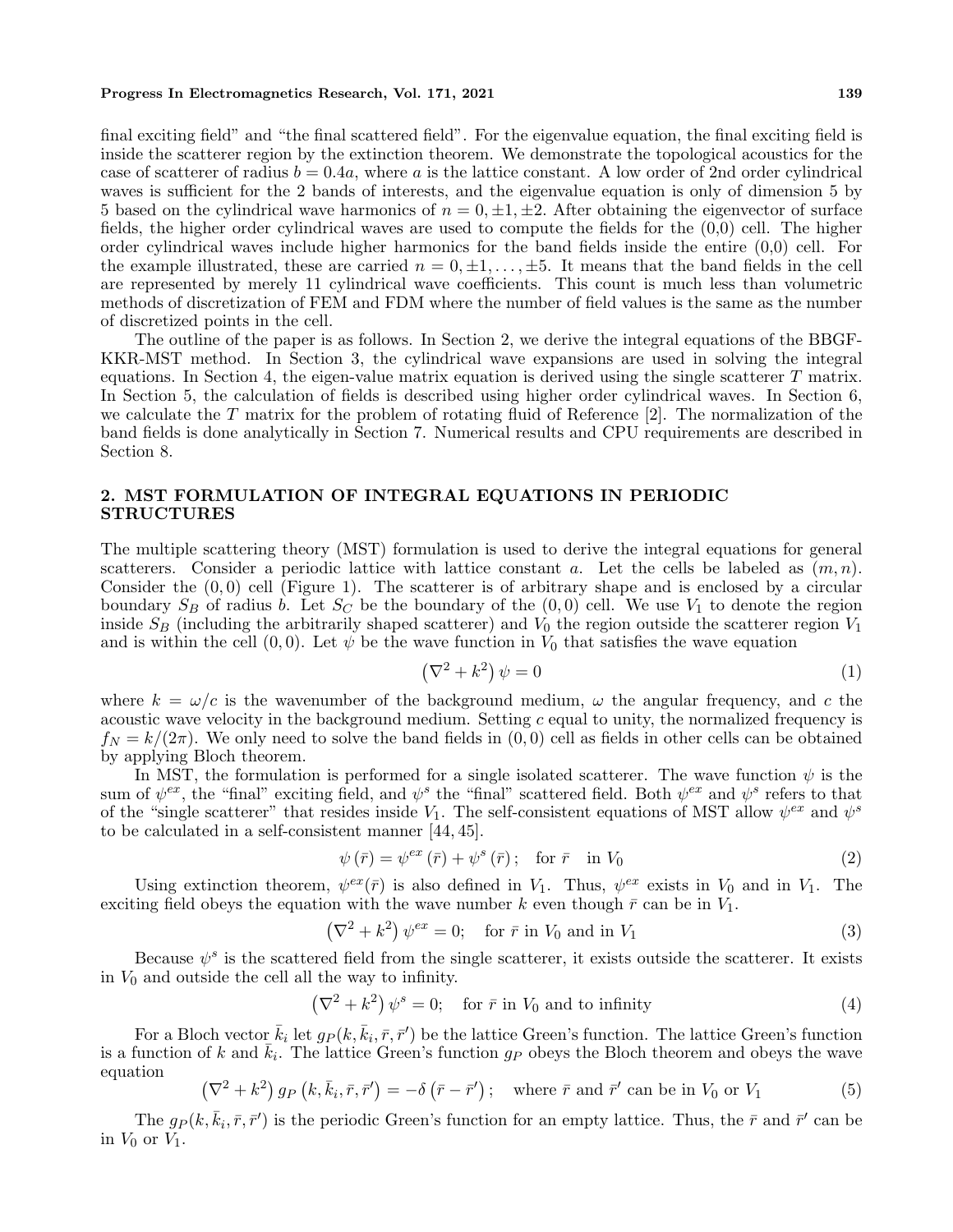final exciting field" and "the final scattered field". For the eigenvalue equation, the final exciting field is inside the scatterer region by the extinction theorem. We demonstrate the topological acoustics for the case of scatterer of radius $b = 0.4a$, where $a$ is the lattice constant. A low order of 2nd order cylindrical waves is sufficient for the 2 bands of interests, and the eigenvalue equation is only of dimension 5 by 5 based on the cylindrical wave harmonics of $n = 0, \pm 1, \pm 2$. After obtaining the eigenvector of surface fields, the higher order cylindrical waves are used to compute the fields for the (0,0) cell. The higher order cylindrical waves include higher harmonics for the band fields inside the entire (0,0) cell. For the example illustrated, these are carried $n = 0, \pm 1, \ldots, \pm 5$. It means that the band fields in the cell are represented by merely 11 cylindrical wave coefficients. This count is much less than volumetric methods of discretization of FEM and FDM where the number of field values is the same as the number of discretized points in the cell.

The outline of the paper is as follows. In Section 2, we derive the integral equations of the BBGF-KKR-MST method. In Section 3, the cylindrical wave expansions are used in solving the integral equations. In Section 4, the eigen-value matrix equation is derived using the single scatterer $T$ matrix. In Section 5, the calculation of fields is described using higher order cylindrical waves. In Section 6, we calculate the $T$ matrix for the problem of rotating fluid of Reference [2]. The normalization of the band fields is done analytically in Section 7. Numerical results and CPU requirements are described in Section 8.

## 2. MST FORMULATION OF INTEGRAL EQUATIONS IN PERIODIC STRUCTURES

The multiple scattering theory (MST) formulation is used to derive the integral equations for general scatterers. Consider a periodic lattice with lattice constant $a$. Let the cells be labeled as $(m, n)$. Consider the $(0, 0)$ cell (Figure 1). The scatterer is of arbitrary shape and is enclosed by a circular boundary $S_B$ of radius $b$. Let $S_C$ be the boundary of the $(0, 0)$ cell. We use $V_1$ to denote the region inside $S_B$ (including the arbitrarily shaped scatterer) and $V_0$ the region outside the scatterer region $V_1$ and is within the cell $(0, 0)$. Let $\psi$ be the wave function in $V_0$ that satisfies the wave equation

$$\left(\nabla^2 + k^2\right)\psi = 0 \tag{1}$$

where $k = \omega/c$ is the wavenumber of the background medium, $\omega$ the angular frequency, and $c$ the acoustic wave velocity in the background medium. Setting $c$ equal to unity, the normalized frequency is $f_N = k/(2\pi)$. We only need to solve the band fields in $(0, 0)$ cell as fields in other cells can be obtained by applying Bloch theorem.

In MST, the formulation is performed for a single isolated scatterer. The wave function $\psi$ is the sum of $\psi^{ex}$, the "final" exciting field, and $\psi^s$ the "final" scattered field. Both $\psi^{ex}$ and $\psi^s$ refers to that of the "single scatterer" that resides inside $V_1$. The self-consistent equations of MST allow $\psi^{ex}$ and $\psi^s$ to be calculated in a self-consistent manner [44, 45].

$$\psi\left(\bar{r}\right) = \psi^{ex}\left(\bar{r}\right) + \psi^{s}\left(\bar{r}\right); \quad \text{for } \bar{r} \quad \text{in } V_0 \tag{2}$$

Using extinction theorem, $\psi^{ex}(\bar{r})$ is also defined in $V_1$. Thus, $\psi^{ex}$ exists in $V_0$ and in $V_1$. The exciting field obeys the equation with the wave number $k$ even though $\bar{r}$ can be in $V_1$.

$$\left(\nabla^2 + k^2\right)\psi^{ex} = 0; \quad \text{for } \bar{r} \text{ in } V_0 \text{ and in } V_1 \tag{3}$$

Because $\psi^s$ is the scattered field from the single scatterer, it exists outside the scatterer. It exists in $V_0$ and outside the cell all the way to infinity.

$$\left(\nabla^2 + k^2\right)\psi^{s} = 0; \quad \text{for } \bar{r} \text{ in } V_0 \text{ and to infinity} \tag{4}$$

For a Bloch vector $\bar{k}_i$ let $g_P(k, \bar{k}_i, \bar{r}, \bar{r}')$ be the lattice Green's function. The lattice Green's function is a function of $k$ and $\bar{k}_i$. The lattice Green's function $g_P$ obeys the Bloch theorem and obeys the wave equation

$$\left(\nabla^2 + k^2\right) g_P\left(k, \bar{k}_i, \bar{r}, \bar{r}'\right) = -\delta\left(\bar{r} - \bar{r}'\right); \quad \text{where } \bar{r} \text{ and } \bar{r}' \text{ can be in } V_0 \text{ or } V_1 \tag{5}$$

The $g_P(k, \bar{k}_i, \bar{r}, \bar{r}')$ is the periodic Green's function for an empty lattice. Thus, the $\bar{r}$ and $\bar{r}'$ can be in $V_0$ or $V_1$.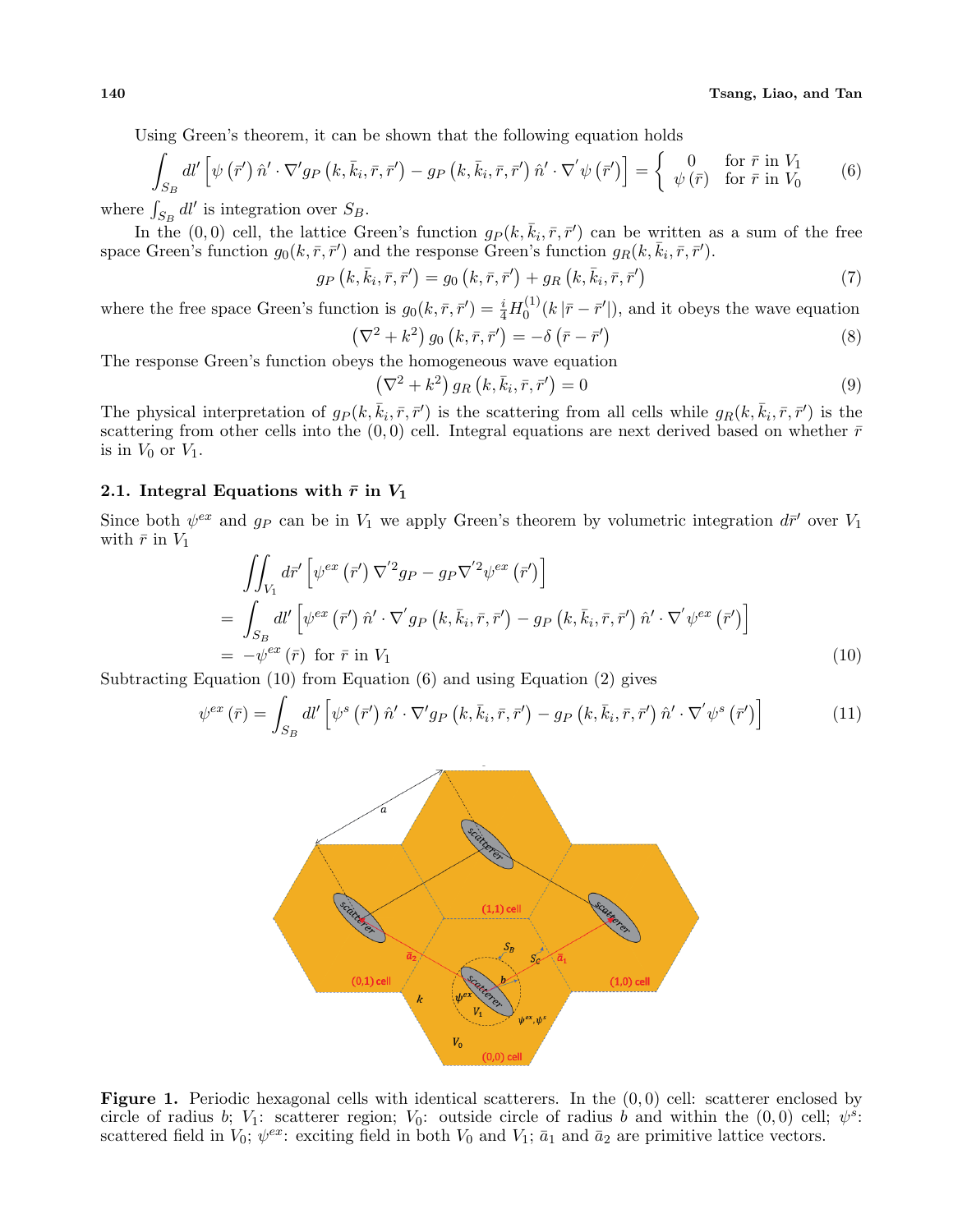Using Green's theorem, it can be shown that the following equation holds

$$\int_{S_B} dl' \left[ \psi\left(\bar{r}'\right) \hat{n}' \cdot \nabla' g_P\left(k, \bar{k}_i, \bar{r}, \bar{r}'\right) - g_P\left(k, \bar{k}_i, \bar{r}, \bar{r}'\right) \hat{n}' \cdot \nabla' \psi\left(\bar{r}'\right) \right] = \begin{cases} 0 & \text{for } \bar{r} \text{ in } V_1 \\ \psi\left(\bar{r}\right) & \text{for } \bar{r} \text{ in } V_0 \end{cases} \tag{6}$$

where $\int_{S_B} dl'$ is integration over $S_B$.

In the $(0,0)$ cell, the lattice Green's function $g_P(k, \bar{k}_i, \bar{r}, \bar{r}')$ can be written as a sum of the free space Green's function $g_0(k, \bar{r}, \bar{r}')$ and the response Green's function $g_R(k, \bar{k}_i, \bar{r}, \bar{r}')$.

$$g_P\left(k, \bar{k}_i, \bar{r}, \bar{r}'\right) = g_0\left(k, \bar{r}, \bar{r}'\right) + g_R\left(k, \bar{k}_i, \bar{r}, \bar{r}'\right) \tag{7}$$

where the free space Green's function is $g_0(k, \bar{r}, \bar{r}') = \frac{i}{4} H_0^{(1)}(k\left|\bar{r} - \bar{r}'\right|)$, and it obeys the wave equation

$$\left(\nabla^2 + k^2\right) g_0\left(k, \bar{r}, \bar{r}'\right) = -\delta\left(\bar{r} - \bar{r}'\right) \tag{8}$$

The response Green's function obeys the homogeneous wave equation

$$\left(\nabla^2 + k^2\right) g_R\left(k, \bar{k}_i, \bar{r}, \bar{r}'\right) = 0 \tag{9}$$

The physical interpretation of $g_P(k, \bar{k}_i, \bar{r}, \bar{r}')$ is the scattering from all cells while $g_R(k, \bar{k}_i, \bar{r}, \bar{r}')$ is the scattering from other cells into the $(0,0)$ cell. Integral equations are next derived based on whether $\bar{r}$ is in $V_0$ or $V_1$.

### 2.1. Integral Equations with $\bar{r}$ in $V_1$

Since both $\psi^{ex}$ and $g_P$ can be in $V_1$ we apply Green's theorem by volumetric integration $d\bar{r}'$ over $V_1$ with $\bar{r}$ in $V_1$

$$\begin{aligned}
&\iint_{V_1} d\bar{r}' \left[ \psi^{ex}\left(\bar{r}'\right) \nabla'^2 g_P - g_P \nabla'^2 \psi^{ex}\left(\bar{r}'\right) \right] \\
&= \int_{S_B} dl' \left[ \psi^{ex}\left(\bar{r}'\right) \hat{n}' \cdot \nabla' g_P\left(k, \bar{k}_i, \bar{r}, \bar{r}'\right) - g_P\left(k, \bar{k}_i, \bar{r}, \bar{r}'\right) \hat{n}' \cdot \nabla' \psi^{ex}\left(\bar{r}'\right) \right] \\
&= -\psi^{ex}\left(\bar{r}\right) \text{ for } \bar{r} \text{ in } V_1
\end{aligned} \tag{10}$$

Subtracting Equation (10) from Equation (6) and using Equation (2) gives

$$\psi^{ex}\left(\bar{r}\right) = \int_{S_B} dl' \left[ \psi^s\left(\bar{r}'\right) \hat{n}' \cdot \nabla' g_P\left(k, \bar{k}_i, \bar{r}, \bar{r}'\right) - g_P\left(k, \bar{k}_i, \bar{r}, \bar{r}'\right) \hat{n}' \cdot \nabla' \psi^s\left(\bar{r}'\right) \right] \tag{11}$$

**Figure 1.** Periodic hexagonal cells with identical scatterers. In the $(0,0)$ cell: scatterer enclosed by circle of radius $b$; $V_1$: scatterer region; $V_0$: outside circle of radius $b$ and within the $(0,0)$ cell; $\psi^s$: scattered field in $V_0$; $\psi^{ex}$: exciting field in both $V_0$ and $V_1$; $\bar{a}_1$ and $\bar{a}_2$ are primitive lattice vectors.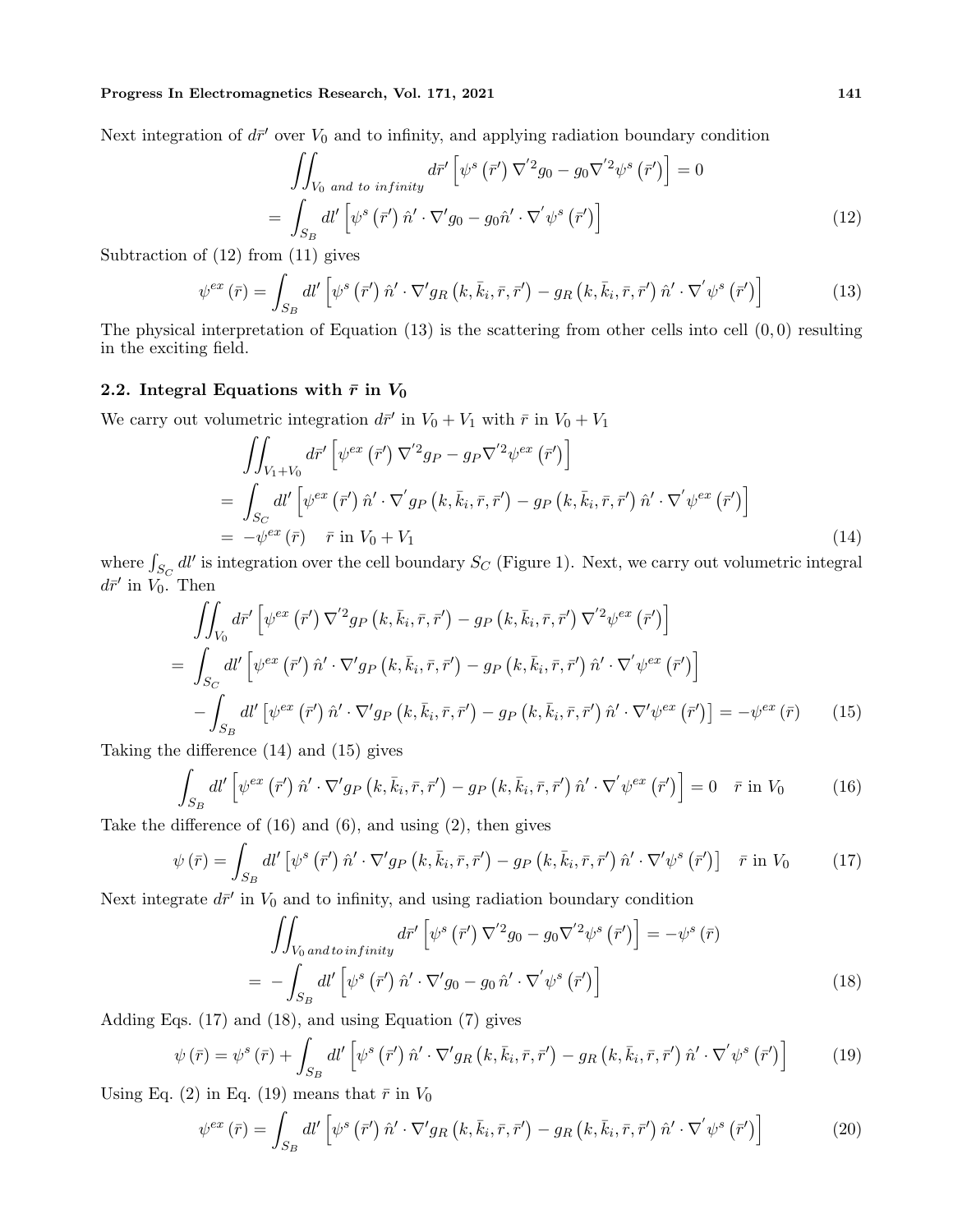Next integration of $d\bar{r}'$ over $V_0$ and to infinity, and applying radiation boundary condition

$$
\begin{aligned}
&\iint_{V_0 \text{ and to infinity}} d\bar{r}' \left[\psi^s\left(\bar{r}'\right)\nabla'^2 g_0 - g_0 \nabla'^2 \psi^s\left(\bar{r}'\right)\right] = 0 \\
&= \int_{S_B} dl' \left[\psi^s\left(\bar{r}'\right)\hat{n}' \cdot \nabla' g_0 - g_0 \hat{n}' \cdot \nabla' \psi^s\left(\bar{r}'\right)\right]
\end{aligned} \tag{12}
$$

Subtraction of (12) from (11) gives

$$
\psi^{ex}\left(\bar{r}\right) = \int_{S_B} dl' \left[\psi^s\left(\bar{r}'\right)\hat{n}' \cdot \nabla' g_R\left(k, \bar{k}_i, \bar{r}, \bar{r}'\right) - g_R\left(k, \bar{k}_i, \bar{r}, \bar{r}'\right)\hat{n}' \cdot \nabla' \psi^s\left(\bar{r}'\right)\right] \tag{13}
$$

The physical interpretation of Equation (13) is the scattering from other cells into cell $(0, 0)$ resulting in the exciting field.

## 2.2. Integral Equations with $\bar{r}$ in $V_0$

We carry out volumetric integration $d\bar{r}'$ in $V_0 + V_1$ with $\bar{r}$ in $V_0 + V_1$

$$
\begin{aligned}
&\iint_{V_1+V_0} d\bar{r}' \left[\psi^{ex}\left(\bar{r}'\right)\nabla'^2 g_P - g_P \nabla'^2 \psi^{ex}\left(\bar{r}'\right)\right] \\
&= \int_{S_C} dl' \left[\psi^{ex}\left(\bar{r}'\right)\hat{n}' \cdot \nabla' g_P\left(k, \bar{k}_i, \bar{r}, \bar{r}'\right) - g_P\left(k, \bar{k}_i, \bar{r}, \bar{r}'\right)\hat{n}' \cdot \nabla' \psi^{ex}\left(\bar{r}'\right)\right] \\
&= -\psi^{ex}\left(\bar{r}\right) \quad \bar{r} \text{ in } V_0 + V_1
\end{aligned} \tag{14}
$$

where $\int_{S_C} dl'$ is integration over the cell boundary $S_C$ (Figure 1). Next, we carry out volumetric integral $d\bar{r}'$ in $V_0$. Then

$$
\begin{aligned}
&\iint_{V_0} d\bar{r}' \left[\psi^{ex}\left(\bar{r}'\right)\nabla'^2 g_P\left(k, \bar{k}_i, \bar{r}, \bar{r}'\right) - g_P\left(k, \bar{k}_i, \bar{r}, \bar{r}'\right)\nabla'^2 \psi^{ex}\left(\bar{r}'\right)\right] \\
&= \int_{S_C} dl' \left[\psi^{ex}\left(\bar{r}'\right)\hat{n}' \cdot \nabla' g_P\left(k, \bar{k}_i, \bar{r}, \bar{r}'\right) - g_P\left(k, \bar{k}_i, \bar{r}, \bar{r}'\right)\hat{n}' \cdot \nabla' \psi^{ex}\left(\bar{r}'\right)\right] \\
&\quad - \int_{S_B} dl' \left[\psi^{ex}\left(\bar{r}'\right)\hat{n}' \cdot \nabla' g_P\left(k, \bar{k}_i, \bar{r}, \bar{r}'\right) - g_P\left(k, \bar{k}_i, \bar{r}, \bar{r}'\right)\hat{n}' \cdot \nabla' \psi^{ex}\left(\bar{r}'\right)\right] = -\psi^{ex}\left(\bar{r}\right)
\end{aligned} \tag{15}
$$

Taking the difference (14) and (15) gives

$$
\int_{S_B} dl' \left[\psi^{ex}\left(\bar{r}'\right)\hat{n}' \cdot \nabla' g_P\left(k, \bar{k}_i, \bar{r}, \bar{r}'\right) - g_P\left(k, \bar{k}_i, \bar{r}, \bar{r}'\right)\hat{n}' \cdot \nabla' \psi^{ex}\left(\bar{r}'\right)\right] = 0 \quad \bar{r} \text{ in } V_0 \tag{16}
$$

Take the difference of (16) and (6), and using (2), then gives

$$
\psi\left(\bar{r}\right) = \int_{S_B} dl' \left[\psi^s\left(\bar{r}'\right)\hat{n}' \cdot \nabla' g_P\left(k, \bar{k}_i, \bar{r}, \bar{r}'\right) - g_P\left(k, \bar{k}_i, \bar{r}, \bar{r}'\right)\hat{n}' \cdot \nabla' \psi^s\left(\bar{r}'\right)\right] \quad \bar{r} \text{ in } V_0 \tag{17}
$$

Next integrate $d\bar{r}'$ in $V_0$ and to infinity, and using radiation boundary condition

$$
\begin{aligned}
&\iint_{V_0 \text{ and to infinity}} d\bar{r}' \left[\psi^s\left(\bar{r}'\right)\nabla'^2 g_0 - g_0 \nabla'^2 \psi^s\left(\bar{r}'\right)\right] = -\psi^s\left(\bar{r}\right) \\
&= -\int_{S_B} dl' \left[\psi^s\left(\bar{r}'\right)\hat{n}' \cdot \nabla' g_0 - g_0 \hat{n}' \cdot \nabla' \psi^s\left(\bar{r}'\right)\right]
\end{aligned} \tag{18}
$$

Adding Eqs. (17) and (18), and using Equation (7) gives

$$
\psi\left(\bar{r}\right) = \psi^s\left(\bar{r}\right) + \int_{S_B} dl' \left[\psi^s\left(\bar{r}'\right)\hat{n}' \cdot \nabla' g_R\left(k, \bar{k}_i, \bar{r}, \bar{r}'\right) - g_R\left(k, \bar{k}_i, \bar{r}, \bar{r}'\right)\hat{n}' \cdot \nabla' \psi^s\left(\bar{r}'\right)\right] \tag{19}
$$

Using Eq. (2) in Eq. (19) means that $\bar{r}$ in $V_0$

$$
\psi^{ex}\left(\bar{r}\right) = \int_{S_B} dl' \left[\psi^s\left(\bar{r}'\right)\hat{n}' \cdot \nabla' g_R\left(k, \bar{k}_i, \bar{r}, \bar{r}'\right) - g_R\left(k, \bar{k}_i, \bar{r}, \bar{r}'\right)\hat{n}' \cdot \nabla' \psi^s\left(\bar{r}'\right)\right] \tag{20}
$$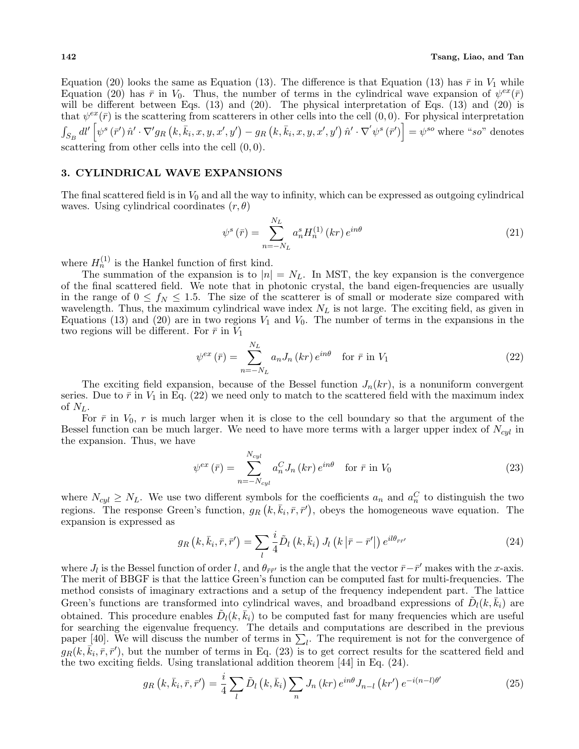Equation (20) looks the same as Equation (13). The difference is that Equation (13) has $\bar{r}$ in $V_1$ while Equation (20) has $\bar{r}$ in $V_0$. Thus, the number of terms in the cylindrical wave expansion of $\psi^{ex}(\bar{r})$ will be different between Eqs. (13) and (20). The physical interpretation of Eqs. (13) and (20) is that $\psi^{ex}(\bar{r})$ is the scattering from scatterers in other cells into the cell $(0,0)$. For physical interpretation $\int_{S_B} dl' \left[\psi^s(\bar{r}')\,\hat{n}'\cdot\nabla' g_R(k,\bar{k}_i,x,y,x',y') - g_R(k,\bar{k}_i,x,y,x',y')\,\hat{n}'\cdot\nabla'\psi^s(\bar{r}')\right] = \psi^{so}$ where "$so$" denotes scattering from other cells into the cell $(0,0)$.

## 3. CYLINDRICAL WAVE EXPANSIONS

The final scattered field is in $V_0$ and all the way to infinity, which can be expressed as outgoing cylindrical waves. Using cylindrical coordinates $(r,\theta)$

$$\psi^s(\bar{r}) = \sum_{n=-N_L}^{N_L} a_n^s H_n^{(1)}(kr)\,e^{in\theta} \tag{21}$$

where $H_n^{(1)}$ is the Hankel function of first kind.

The summation of the expansion is to $|n| = N_L$. In MST, the key expansion is the convergence of the final scattered field. We note that in photonic crystal, the band eigen-frequencies are usually in the range of $0 \le f_N \le 1.5$. The size of the scatterer is of small or moderate size compared with wavelength. Thus, the maximum cylindrical wave index $N_L$ is not large. The exciting field, as given in Equations (13) and (20) are in two regions $V_1$ and $V_0$. The number of terms in the expansions in the two regions will be different. For $\bar{r}$ in $V_1$

$$\psi^{ex}(\bar{r}) = \sum_{n=-N_L}^{N_L} a_n J_n(kr)\,e^{in\theta} \quad \text{for } \bar{r} \text{ in } V_1 \tag{22}$$

The exciting field expansion, because of the Bessel function $J_n(kr)$, is a nonuniform convergent series. Due to $\bar{r}$ in $V_1$ in Eq. (22) we need only to match to the scattered field with the maximum index of $N_L$.

For $\bar{r}$ in $V_0$, $r$ is much larger when it is close to the cell boundary so that the argument of the Bessel function can be much larger. We need to have more terms with a larger upper index of $N_{cyl}$ in the expansion. Thus, we have

$$\psi^{ex}(\bar{r}) = \sum_{n=-N_{cyl}}^{N_{cyl}} a_n^C J_n(kr)\,e^{in\theta} \quad \text{for } \bar{r} \text{ in } V_0 \tag{23}$$

where $N_{cyl} \ge N_L$. We use two different symbols for the coefficients $a_n$ and $a_n^C$ to distinguish the two regions. The response Green's function, $g_R(k,\bar{k}_i,\bar{r},\bar{r}')$, obeys the homogeneous wave equation. The expansion is expressed as

$$g_R(k,\bar{k}_i,\bar{r},\bar{r}') = \sum_l \frac{i}{4}\tilde{D}_l(k,\bar{k}_i)\,J_l(k|\bar{r}-\bar{r}'|)\,e^{il\theta_{\bar{r}\bar{r}'}} \tag{24}$$

where $J_l$ is the Bessel function of order $l$, and $\theta_{\bar{r}\bar{r}'}$ is the angle that the vector $\bar{r}-\bar{r}'$ makes with the $x$-axis. The merit of BBGF is that the lattice Green's function can be computed fast for multi-frequencies. The method consists of imaginary extractions and a setup of the frequency independent part. The lattice Green's functions are transformed into cylindrical waves, and broadband expressions of $\tilde{D}_l(k,\bar{k}_i)$ are obtained. This procedure enables $\tilde{D}_l(k,\bar{k}_i)$ to be computed fast for many frequencies which are useful for searching the eigenvalue frequency. The details and computations are described in the previous paper [40]. We will discuss the number of terms in $\sum_l$. The requirement is not for the convergence of $g_R(k,\bar{k}_i,\bar{r},\bar{r}')$, but the number of terms in Eq. (23) is to get correct results for the scattered field and the two exciting fields. Using translational addition theorem [44] in Eq. (24).

$$g_R(k,\bar{k}_i,\bar{r},\bar{r}') = \frac{i}{4}\sum_l \tilde{D}_l(k,\bar{k}_i)\sum_n J_n(kr)\,e^{in\theta} J_{n-l}(kr')\,e^{-i(n-l)\theta'} \tag{25}$$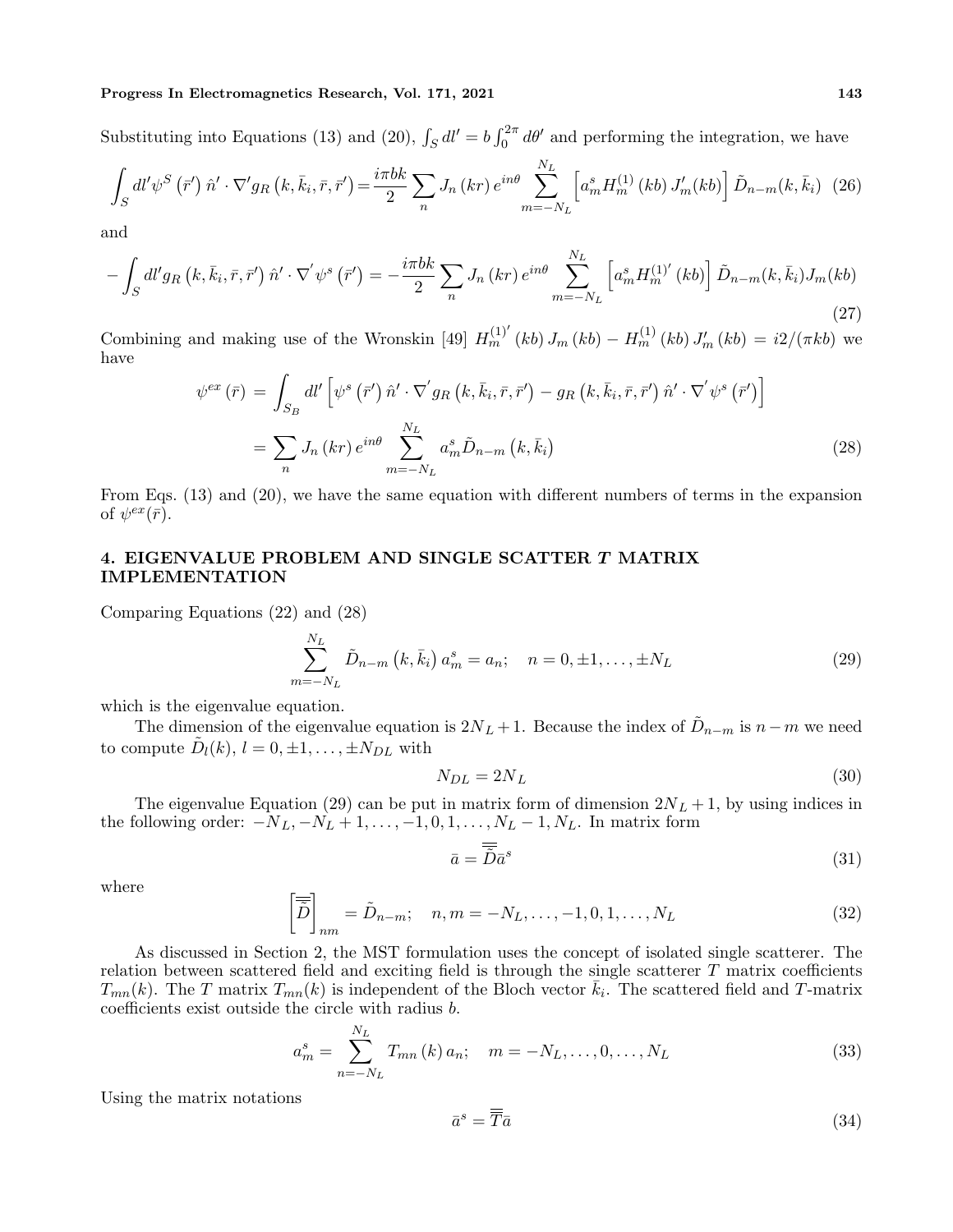Substituting into Equations (13) and (20), $\int_S dl' = b \int_0^{2\pi} d\theta'$ and performing the integration, we have

$$\int_S dl' \psi^S(\bar{r}') \, \hat{n}' \cdot \nabla' g_R(k, \bar{k}_i, \bar{r}, \bar{r}') = \frac{i\pi bk}{2} \sum_n J_n(kr) e^{in\theta} \sum_{m=-N_L}^{N_L} \left[ a_m^s H_m^{(1)}(kb) J_m'(kb) \right] \tilde{D}_{n-m}(k, \bar{k}_i) \quad (26)$$

and

$$-\int_S dl' g_R(k, \bar{k}_i, \bar{r}, \bar{r}') \, \hat{n}' \cdot \nabla' \psi^s(\bar{r}') = -\frac{i\pi bk}{2} \sum_n J_n(kr) e^{in\theta} \sum_{m=-N_L}^{N_L} \left[ a_m^s H_m^{(1)'}(kb) \right] \tilde{D}_{n-m}(k, \bar{k}_i) J_m(kb) \quad (27)$$

Combining and making use of the Wronskin [49] $H_m^{(1)'}(kb) J_m(kb) - H_m^{(1)}(kb) J_m'(kb) = i2/(\pi kb)$ we have

$$\begin{aligned} \psi^{ex}(\bar{r}) &= \int_{S_B} dl' \left[ \psi^s(\bar{r}') \, \hat{n}' \cdot \nabla' g_R(k, \bar{k}_i, \bar{r}, \bar{r}') - g_R(k, \bar{k}_i, \bar{r}, \bar{r}') \, \hat{n}' \cdot \nabla' \psi^s(\bar{r}') \right] \\ &= \sum_n J_n(kr) e^{in\theta} \sum_{m=-N_L}^{N_L} a_m^s \tilde{D}_{n-m}(k, \bar{k}_i) \end{aligned} \quad (28)$$

From Eqs. (13) and (20), we have the same equation with different numbers of terms in the expansion of $\psi^{ex}(\bar{r})$.

## 4. EIGENVALUE PROBLEM AND SINGLE SCATTER *T* MATRIX IMPLEMENTATION

Comparing Equations (22) and (28)

$$\sum_{m=-N_L}^{N_L} \tilde{D}_{n-m}(k, \bar{k}_i) \, a_m^s = a_n; \quad n = 0, \pm 1, \ldots, \pm N_L \quad (29)$$

which is the eigenvalue equation.

The dimension of the eigenvalue equation is $2N_L + 1$. Because the index of $\tilde{D}_{n-m}$ is $n - m$ we need to compute $\tilde{D}_l(k)$, $l = 0, \pm 1, \ldots, \pm N_{DL}$ with

$$N_{DL} = 2N_L \quad (30)$$

The eigenvalue Equation (29) can be put in matrix form of dimension $2N_L + 1$, by using indices in the following order: $-N_L, -N_L + 1, \ldots, -1, 0, 1, \ldots, N_L - 1, N_L$. In matrix form

$$\bar{a} = \overline{\overline{\tilde{D}}} \bar{a}^s \quad (31)$$

where

$$\left[ \overline{\overline{\tilde{D}}} \right]_{nm} = \tilde{D}_{n-m}; \quad n, m = -N_L, \ldots, -1, 0, 1, \ldots, N_L \quad (32)$$

As discussed in Section 2, the MST formulation uses the concept of isolated single scatterer. The relation between scattered field and exciting field is through the single scatterer $T$ matrix coefficients $T_{mn}(k)$. The $T$ matrix $T_{mn}(k)$ is independent of the Bloch vector $\bar{k}_i$. The scattered field and $T$-matrix coefficients exist outside the circle with radius $b$.

$$a_m^s = \sum_{n=-N_L}^{N_L} T_{mn}(k) \, a_n; \quad m = -N_L, \ldots, 0, \ldots, N_L \quad (33)$$

Using the matrix notations

$$\bar{a}^s = \overline{\overline{T}} \bar{a} \quad (34)$$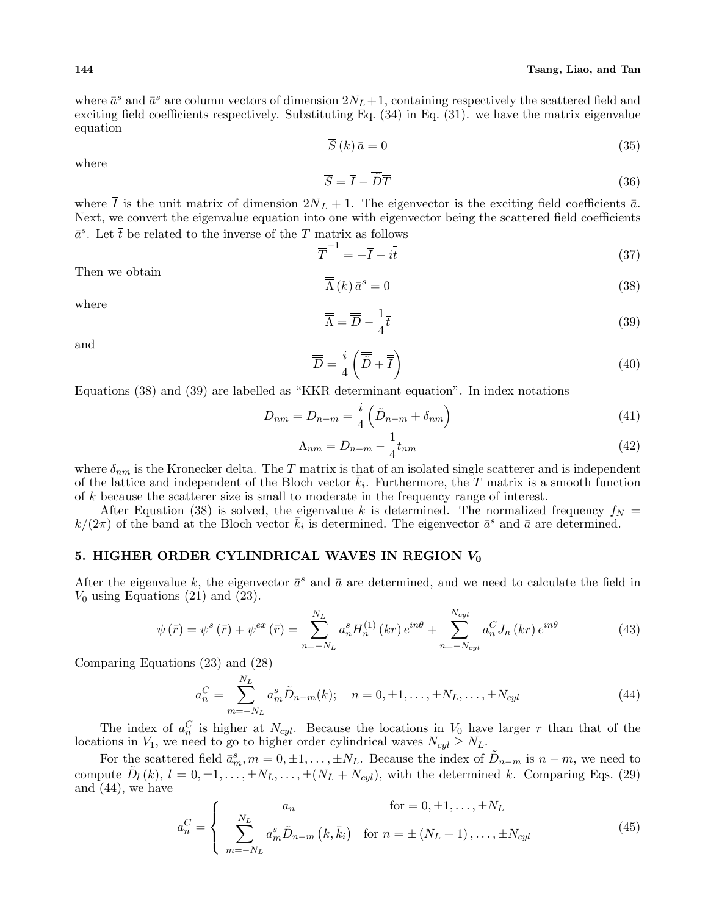where $\bar{a}^s$ and $\bar{a}^s$ are column vectors of dimension $2N_L+1$, containing respectively the scattered field and exciting field coefficients respectively. Substituting Eq. (34) in Eq. (31). we have the matrix eigenvalue equation

$$\overline{\overline{S}}(k)\,\bar{a} = 0 \tag{35}$$

where

$$\overline{\overline{S}} = \overline{\overline{I}} - \overline{\overline{\tilde{D}}}\,\overline{\overline{T}} \tag{36}$$

where $\overline{\overline{I}}$ is the unit matrix of dimension $2N_L+1$. The eigenvector is the exciting field coefficients $\bar{a}$. Next, we convert the eigenvalue equation into one with eigenvector being the scattered field coefficients $\bar{a}^s$. Let $\overline{\overline{t}}$ be related to the inverse of the $T$ matrix as follows

$$\overline{\overline{T}}^{-1} = -\overline{\overline{I}} - i\overline{\overline{t}} \tag{37}$$

Then we obtain

$$\overline{\overline{\Lambda}}(k)\,\bar{a}^s = 0 \tag{38}$$

where

$$\overline{\overline{\Lambda}} = \overline{\overline{D}} - \frac{1}{4}\overline{\overline{t}} \tag{39}$$

and

$$\overline{\overline{D}} = \frac{i}{4}\left(\overline{\overline{\tilde{D}}} + \overline{\overline{I}}\right) \tag{40}$$

Equations (38) and (39) are labelled as "KKR determinant equation". In index notations

$$D_{nm} = D_{n-m} = \frac{i}{4}\left(\tilde{D}_{n-m} + \delta_{nm}\right) \tag{41}$$

$$\Lambda_{nm} = D_{n-m} - \frac{1}{4}t_{nm} \tag{42}$$

where $\delta_{nm}$ is the Kronecker delta. The $T$ matrix is that of an isolated single scatterer and is independent of the lattice and independent of the Bloch vector $\bar{k}_i$. Furthermore, the $T$ matrix is a smooth function of $k$ because the scatterer size is small to moderate in the frequency range of interest.

After Equation (38) is solved, the eigenvalue $k$ is determined. The normalized frequency $f_N = k/(2\pi)$ of the band at the Bloch vector $\bar{k}_i$ is determined. The eigenvector $\bar{a}^s$ and $\bar{a}$ are determined.

## 5. HIGHER ORDER CYLINDRICAL WAVES IN REGION $V_0$

After the eigenvalue $k$, the eigenvector $\bar{a}^s$ and $\bar{a}$ are determined, and we need to calculate the field in $V_0$ using Equations (21) and (23).

$$\psi(\bar{r}) = \psi^s(\bar{r}) + \psi^{ex}(\bar{r}) = \sum_{n=-N_L}^{N_L} a_n^s H_n^{(1)}(kr)\,e^{in\theta} + \sum_{n=-N_{cyl}}^{N_{cyl}} a_n^C J_n(kr)\,e^{in\theta} \tag{43}$$

Comparing Equations (23) and (28)

$$a_n^C = \sum_{m=-N_L}^{N_L} a_m^s \tilde{D}_{n-m}(k); \quad n = 0, \pm 1, \ldots, \pm N_L, \ldots, \pm N_{cyl} \tag{44}$$

The index of $a_n^C$ is higher at $N_{cyl}$. Because the locations in $V_0$ have larger $r$ than that of the locations in $V_1$, we need to go to higher order cylindrical waves $N_{cyl} \geq N_L$.

For the scattered field $\bar{a}_m^s, m = 0, \pm 1, \ldots, \pm N_L$. Because the index of $\tilde{D}_{n-m}$ is $n-m$, we need to compute $\tilde{D}_l(k)$, $l = 0, \pm 1, \ldots, \pm N_L, \ldots, \pm(N_L + N_{cyl})$, with the determined $k$. Comparing Eqs. (29) and (44), we have

$$a_n^C = \begin{cases} a_n & \text{for} = 0, \pm 1, \ldots, \pm N_L \\ \displaystyle\sum_{m=-N_L}^{N_L} a_m^s \tilde{D}_{n-m}\left(k, \bar{k}_i\right) & \text{for } n = \pm(N_L+1), \ldots, \pm N_{cyl} \end{cases} \tag{45}$$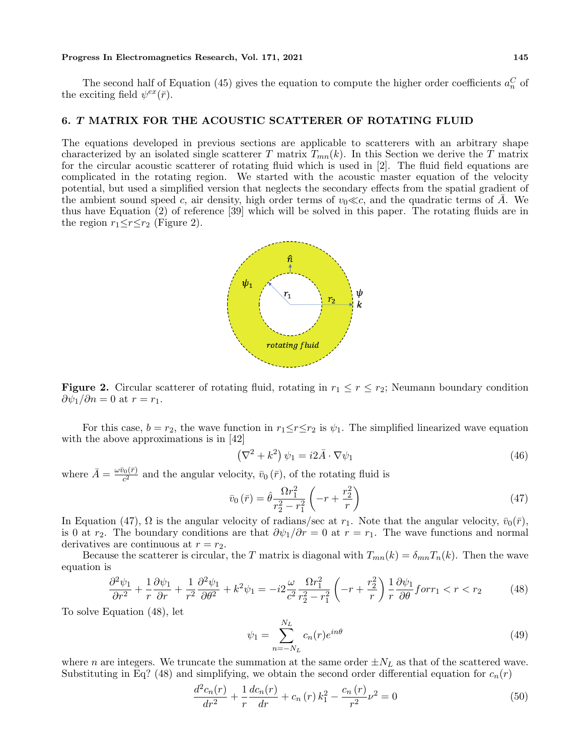The second half of Equation (45) gives the equation to compute the higher order coefficients $a_n^C$ of the exciting field $\psi^{ex}(\bar{r})$.

## 6. *T* MATRIX FOR THE ACOUSTIC SCATTERER OF ROTATING FLUID

The equations developed in previous sections are applicable to scatterers with an arbitrary shape characterized by an isolated single scatterer $T$ matrix $T_{mn}(k)$. In this Section we derive the $T$ matrix for the circular acoustic scatterer of rotating fluid which is used in [2]. The fluid field equations are complicated in the rotating region. We started with the acoustic master equation of the velocity potential, but used a simplified version that neglects the secondary effects from the spatial gradient of the ambient sound speed $c$, air density, high order terms of $v_0 \ll c$, and the quadratic terms of $\bar{A}$. We thus have Equation (2) of reference [39] which will be solved in this paper. The rotating fluids are in the region $r_1 \le r \le r_2$ (Figure 2).

**Figure 2.** Circular scatterer of rotating fluid, rotating in $r_1 \le r \le r_2$; Neumann boundary condition $\partial \psi_1 / \partial n = 0$ at $r = r_1$.

For this case, $b = r_2$, the wave function in $r_1 \le r \le r_2$ is $\psi_1$. The simplified linearized wave equation with the above approximations is in [42]

$$\left(\nabla^2 + k^2\right) \psi_1 = i2\bar{A} \cdot \nabla \psi_1 \tag{46}$$

where $\bar{A} = \frac{\omega \bar{v}_0(\bar{r})}{c^2}$ and the angular velocity, $\bar{v}_0(\bar{r})$, of the rotating fluid is

$$\bar{v}_0(\bar{r}) = \hat{\theta} \frac{\Omega r_1^2}{r_2^2 - r_1^2} \left(-r + \frac{r_2^2}{r}\right) \tag{47}$$

In Equation (47), $\Omega$ is the angular velocity of radians/sec at $r_1$. Note that the angular velocity, $\bar{v}_0(\bar{r})$, is 0 at $r_2$. The boundary conditions are that $\partial \psi_1 / \partial r = 0$ at $r = r_1$. The wave functions and normal derivatives are continuous at $r = r_2$.

Because the scatterer is circular, the $T$ matrix is diagonal with $T_{mn}(k) = \delta_{mn} T_n(k)$. Then the wave equation is

$$\frac{\partial^2 \psi_1}{\partial r^2} + \frac{1}{r} \frac{\partial \psi_1}{\partial r} + \frac{1}{r^2} \frac{\partial^2 \psi_1}{\partial \theta^2} + k^2 \psi_1 = -i2 \frac{\omega}{c^2} \frac{\Omega r_1^2}{r_2^2 - r_1^2} \left(-r + \frac{r_2^2}{r}\right) \frac{1}{r} \frac{\partial \psi_1}{\partial \theta} for r_1 < r < r_2 \tag{48}$$

To solve Equation (48), let

$$\psi_1 = \sum_{n=-N_L}^{N_L} c_n(r) e^{in\theta} \tag{49}$$

where $n$ are integers. We truncate the summation at the same order $\pm N_L$ as that of the scattered wave. Substituting in Eq? (48) and simplifying, we obtain the second order differential equation for $c_n(r)$

$$\frac{d^2 c_n(r)}{dr^2} + \frac{1}{r} \frac{dc_n(r)}{dr} + c_n(r) k_1^2 - \frac{c_n(r)}{r^2} \nu^2 = 0 \tag{50}$$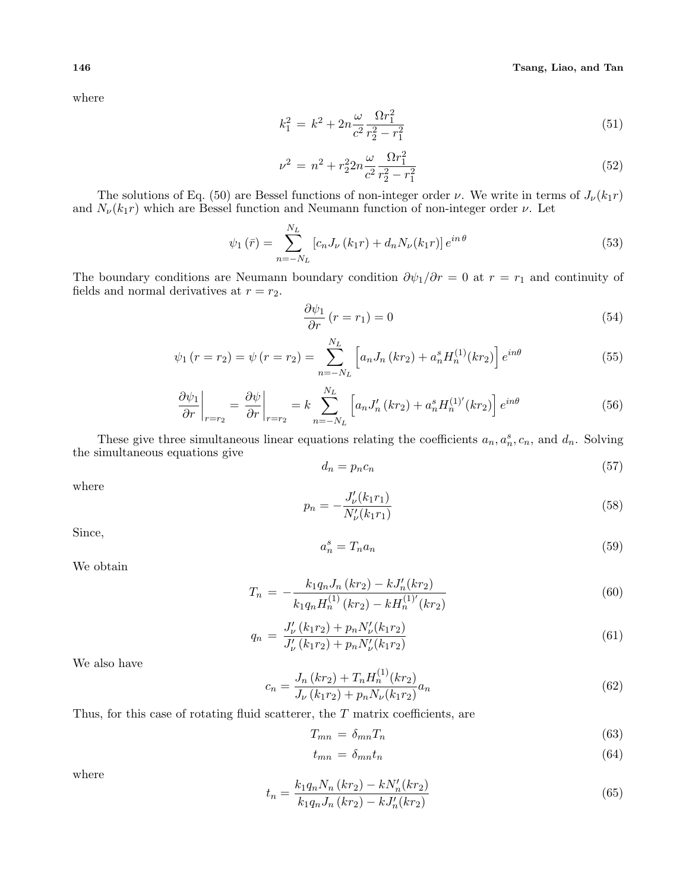where

$$k_1^2 = k^2 + 2n\frac{\omega}{c^2}\frac{\Omega r_1^2}{r_2^2 - r_1^2} \tag{51}$$

$$\nu^2 = n^2 + r_2^2 2n\frac{\omega}{c^2}\frac{\Omega r_1^2}{r_2^2 - r_1^2} \tag{52}$$

The solutions of Eq. (50) are Bessel functions of non-integer order $\nu$. We write in terms of $J_\nu(k_1 r)$ and $N_\nu(k_1 r)$ which are Bessel function and Neumann function of non-integer order $\nu$. Let

$$\psi_1(\bar{r}) = \sum_{n=-N_L}^{N_L} \left[c_n J_\nu(k_1 r) + d_n N_\nu(k_1 r)\right] e^{in\theta} \tag{53}$$

The boundary conditions are Neumann boundary condition $\partial\psi_1/\partial r = 0$ at $r = r_1$ and continuity of fields and normal derivatives at $r = r_2$.

$$\frac{\partial\psi_1}{\partial r}(r = r_1) = 0 \tag{54}$$

$$\psi_1(r = r_2) = \psi(r = r_2) = \sum_{n=-N_L}^{N_L} \left[a_n J_n(kr_2) + a_n^s H_n^{(1)}(kr_2)\right] e^{in\theta} \tag{55}$$

$$\left.\frac{\partial\psi_1}{\partial r}\right|_{r=r_2} = \left.\frac{\partial\psi}{\partial r}\right|_{r=r_2} = k\sum_{n=-N_L}^{N_L} \left[a_n J_n'(kr_2) + a_n^s H_n^{(1)'}(kr_2)\right] e^{in\theta} \tag{56}$$

These give three simultaneous linear equations relating the coefficients $a_n, a_n^s, c_n$, and $d_n$. Solving the simultaneous equations give

$$d_n = p_n c_n \tag{57}$$

where

$$p_n = -\frac{J_\nu'(k_1 r_1)}{N_\nu'(k_1 r_1)} \tag{58}$$

Since,

$$a_n^s = T_n a_n \tag{59}$$

We obtain

$$T_n = -\frac{k_1 q_n J_n(kr_2) - kJ_n'(kr_2)}{k_1 q_n H_n^{(1)}(kr_2) - kH_n^{(1)'}(kr_2)} \tag{60}$$

$$q_n = \frac{J_\nu'(k_1 r_2) + p_n N_\nu'(k_1 r_2)}{J_\nu'(k_1 r_2) + p_n N_\nu'(k_1 r_2)} \tag{61}$$

We also have

$$c_n = \frac{J_n(kr_2) + T_n H_n^{(1)}(kr_2)}{J_\nu(k_1 r_2) + p_n N_\nu(k_1 r_2)} a_n \tag{62}$$

Thus, for this case of rotating fluid scatterer, the $T$ matrix coefficients, are

$$T_{mn} = \delta_{mn} T_n \tag{63}$$

$$t_{mn} = \delta_{mn} t_n \tag{64}$$

where

$$t_n = \frac{k_1 q_n N_n(kr_2) - kN_n'(kr_2)}{k_1 q_n J_n(kr_2) - kJ_n'(kr_2)} \tag{65}$$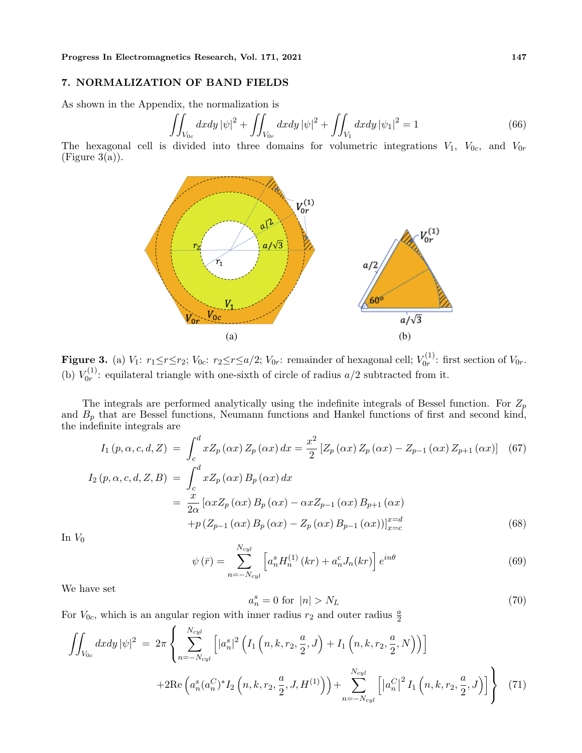## 7. NORMALIZATION OF BAND FIELDS

As shown in the Appendix, the normalization is

$$\iint_{V_{0c}} dxdy\,|\psi|^2 + \iint_{V_{0r}} dxdy\,|\psi|^2 + \iint_{V_1} dxdy\,|\psi_1|^2 = 1 \tag{66}$$

The hexagonal cell is divided into three domains for volumetric integrations $V_1$, $V_{0c}$, and $V_{0r}$ (Figure 3(a)).

(a)

(b)

**Figure 3.** (a) $V_1$: $r_1 \le r \le r_2$; $V_{0c}$: $r_2 \le r \le a/2$; $V_{0r}$: remainder of hexagonal cell; $V_{0r}^{(1)}$: first section of $V_{0r}$. (b) $V_{0r}^{(1)}$: equilateral triangle with one-sixth of circle of radius $a/2$ subtracted from it.

The integrals are performed analytically using the indefinite integrals of Bessel function. For $Z_p$ and $B_p$ that are Bessel functions, Neumann functions and Hankel functions of first and second kind, the indefinite integrals are

$$I_1(p,\alpha,c,d,Z) = \int_c^d x Z_p(\alpha x) Z_p(\alpha x)\,dx = \frac{x^2}{2}\left[Z_p(\alpha x) Z_p(\alpha x) - Z_{p-1}(\alpha x) Z_{p+1}(\alpha x)\right] \tag{67}$$

$$\begin{aligned} I_2(p,\alpha,c,d,Z,B) &= \int_c^d x Z_p(\alpha x) B_p(\alpha x)\,dx \\ &= \frac{x}{2\alpha}\left[\alpha x Z_p(\alpha x) B_p(\alpha x) - \alpha x Z_{p-1}(\alpha x) B_{p+1}(\alpha x)\right. \\ &\quad \left. + p\left(Z_{p-1}(\alpha x) B_p(\alpha x) - Z_p(\alpha x) B_{p-1}(\alpha x)\right)\right]_{x=c}^{x=d} \end{aligned} \tag{68}$$

In $V_0$

$$\psi(\bar{r}) = \sum_{n=-N_{cyl}}^{N_{cyl}} \left[a_n^s H_n^{(1)}(kr) + a_n^c J_n(kr)\right] e^{in\theta} \tag{69}$$

We have set

$$a_n^s = 0 \text{ for } |n| > N_L \tag{70}$$

For $V_{0c}$, which is an angular region with inner radius $r_2$ and outer radius $\frac{a}{2}$

$$\begin{aligned} \iint_{V_{0c}} dxdy\,|\psi|^2 &= 2\pi\left\{\sum_{n=-N_{cyl}}^{N_{cyl}} \left[|a_n^s|^2 \left(I_1\left(n,k,r_2,\frac{a}{2},J\right) + I_1\left(n,k,r_2,\frac{a}{2},N\right)\right)\right]\right. \\ &\quad \left. + 2\mathrm{Re}\left(a_n^s (a_n^C)^* I_2\left(n,k,r_2,\frac{a}{2},J,H^{(1)}\right)\right) + \sum_{n=-N_{cyl}}^{N_{cyl}} \left[\left|a_n^C\right|^2 I_1\left(n,k,r_2,\frac{a}{2},J\right)\right]\right\} \end{aligned} \tag{71}$$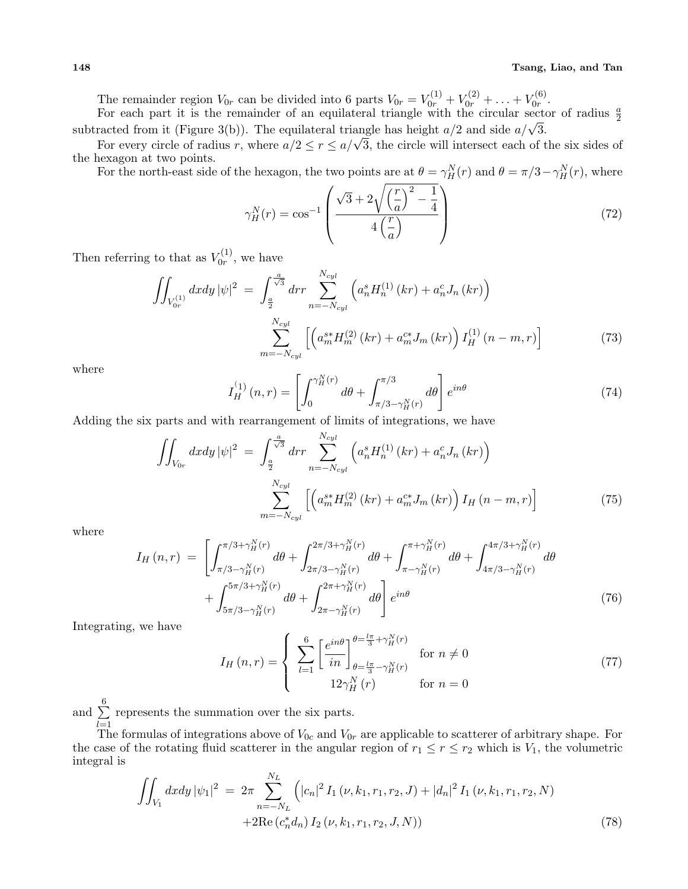The remainder region $V_{0r}$ can be divided into 6 parts $V_{0r} = V_{0r}^{(1)} + V_{0r}^{(2)} + \ldots + V_{0r}^{(6)}$.

For each part it is the remainder of an equilateral triangle with the circular sector of radius $\frac{a}{2}$ subtracted from it (Figure 3(b)). The equilateral triangle has height $a/2$ and side $a/\sqrt{3}$.

For every circle of radius $r$, where $a/2 \leq r \leq a/\sqrt{3}$, the circle will intersect each of the six sides of the hexagon at two points.

For the north-east side of the hexagon, the two points are at $\theta = \gamma_H^N(r)$ and $\theta = \pi/3 - \gamma_H^N(r)$, where

$$\gamma_H^N(r) = \cos^{-1}\left(\frac{\sqrt{3} + 2\sqrt{\left(\frac{r}{a}\right)^2 - \frac{1}{4}}}{4\left(\frac{r}{a}\right)}\right) \tag{72}$$

Then referring to that as $V_{0r}^{(1)}$, we have

$$\begin{aligned}\iint_{V_{0r}^{(1)}} dxdy\,|\psi|^2 \;=\; &\int_{\frac{a}{2}}^{\frac{a}{\sqrt{3}}} drr \sum_{n=-N_{cyl}}^{N_{cyl}} \left(a_n^s H_n^{(1)}(kr) + a_n^c J_n(kr)\right) \\ &\sum_{m=-N_{cyl}}^{N_{cyl}} \left[\left(a_m^{s*} H_m^{(2)}(kr) + a_m^{c*} J_m(kr)\right) I_H^{(1)}(n-m, r)\right]\end{aligned} \tag{73}$$

where

$$I_H^{(1)}(n, r) = \left[\int_0^{\gamma_H^N(r)} d\theta + \int_{\pi/3 - \gamma_H^N(r)}^{\pi/3} d\theta\right] e^{in\theta} \tag{74}$$

Adding the six parts and with rearrangement of limits of integrations, we have

$$\begin{aligned}\iint_{V_{0r}} dxdy\,|\psi|^2 \;=\; &\int_{\frac{a}{2}}^{\frac{a}{\sqrt{3}}} drr \sum_{n=-N_{cyl}}^{N_{cyl}} \left(a_n^s H_n^{(1)}(kr) + a_n^c J_n(kr)\right) \\ &\sum_{m=-N_{cyl}}^{N_{cyl}} \left[\left(a_m^{s*} H_m^{(2)}(kr) + a_m^{c*} J_m(kr)\right) I_H(n-m, r)\right]\end{aligned} \tag{75}$$

where

$$\begin{aligned}I_H(n, r) \;=\; &\left[\int_{\pi/3 - \gamma_H^N(r)}^{\pi/3 + \gamma_H^N(r)} d\theta + \int_{2\pi/3 - \gamma_H^N(r)}^{2\pi/3 + \gamma_H^N(r)} d\theta + \int_{\pi - \gamma_H^N(r)}^{\pi + \gamma_H^N(r)} d\theta + \int_{4\pi/3 - \gamma_H^N(r)}^{4\pi/3 + \gamma_H^N(r)} d\theta\right. \\ &\left.+ \int_{5\pi/3 - \gamma_H^N(r)}^{5\pi/3 + \gamma_H^N(r)} d\theta + \int_{2\pi - \gamma_H^N(r)}^{2\pi + \gamma_H^N(r)} d\theta\right] e^{in\theta}\end{aligned} \tag{76}$$

Integrating, we have

$$I_H(n, r) = \begin{cases} \displaystyle\sum_{l=1}^{6} \left[\frac{e^{in\theta}}{in}\right]_{\theta = \frac{l\pi}{3} - \gamma_H^N(r)}^{\theta = \frac{l\pi}{3} + \gamma_H^N(r)} & \text{for } n \neq 0 \\ 12\gamma_H^N(r) & \text{for } n = 0 \end{cases} \tag{77}$$

and $\sum\limits_{l=1}^{6}$ represents the summation over the six parts.

The formulas of integrations above of $V_{0c}$ and $V_{0r}$ are applicable to scatterer of arbitrary shape. For the case of the rotating fluid scatterer in the angular region of $r_1 \leq r \leq r_2$ which is $V_1$, the volumetric integral is

$$\begin{aligned}\iint_{V_1} dxdy\,|\psi_1|^2 \;=\; 2\pi &\sum_{n=-N_L}^{N_L} \left(|c_n|^2 I_1(\nu, k_1, r_1, r_2, J) + |d_n|^2 I_1(\nu, k_1, r_1, r_2, N)\right. \\ &\left.+ 2\mathrm{Re}\left(c_n^* d_n\right) I_2(\nu, k_1, r_1, r_2, J, N)\right)\end{aligned} \tag{78}$$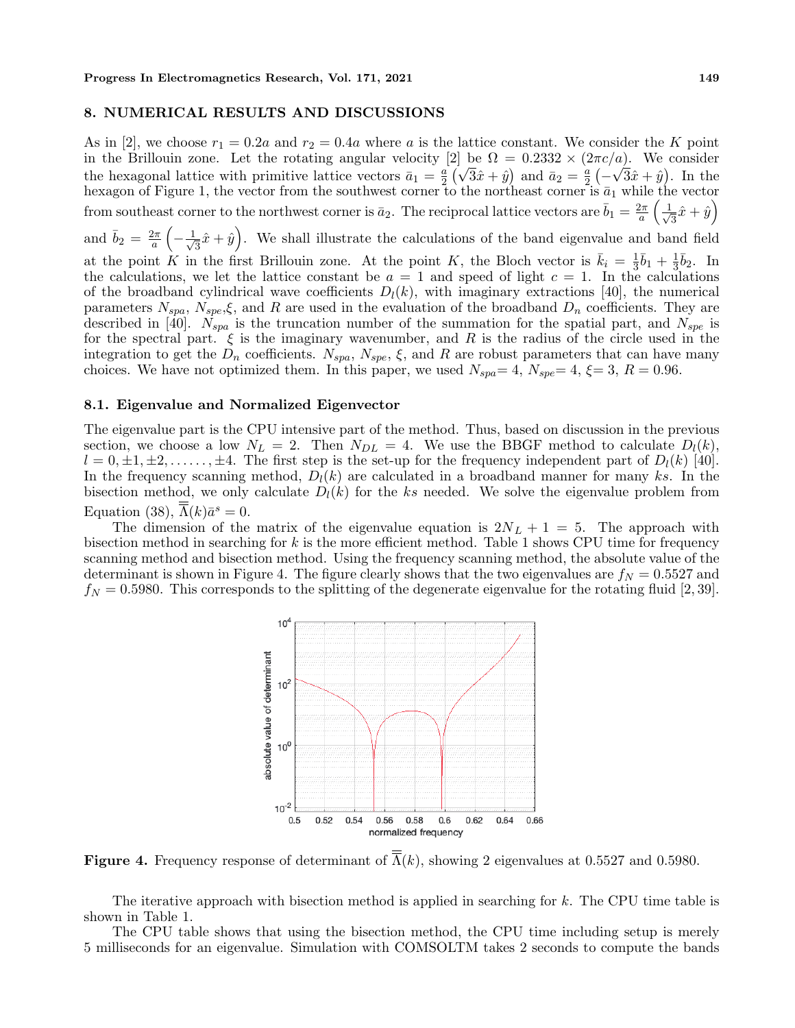## 8. NUMERICAL RESULTS AND DISCUSSIONS

As in [2], we choose $r_1 = 0.2a$ and $r_2 = 0.4a$ where $a$ is the lattice constant. We consider the $K$ point in the Brillouin zone. Let the rotating angular velocity [2] be $\Omega = 0.2332 \times (2\pi c/a)$. We consider the hexagonal lattice with primitive lattice vectors $\bar{a}_1 = \frac{a}{2}\left(\sqrt{3}\hat{x} + \hat{y}\right)$ and $\bar{a}_2 = \frac{a}{2}\left(-\sqrt{3}\hat{x} + \hat{y}\right)$. In the hexagon of Figure 1, the vector from the southwest corner to the northeast corner is $\bar{a}_1$ while the vector from southeast corner to the northwest corner is $\bar{a}_2$. The reciprocal lattice vectors are $\bar{b}_1 = \frac{2\pi}{a}\left(\frac{1}{\sqrt{3}}\hat{x} + \hat{y}\right)$ and $\bar{b}_2 = \frac{2\pi}{a}\left(-\frac{1}{\sqrt{3}}\hat{x} + \hat{y}\right)$. We shall illustrate the calculations of the band eigenvalue and band field at the point $K$ in the first Brillouin zone. At the point $K$, the Bloch vector is $\bar{k}_i = \frac{1}{3}\bar{b}_1 + \frac{1}{3}\bar{b}_2$. In the calculations, we let the lattice constant be $a = 1$ and speed of light $c = 1$. In the calculations of the broadband cylindrical wave coefficients $D_l(k)$, with imaginary extractions [40], the numerical parameters $N_{spa}$, $N_{spe}$,$\xi$, and $R$ are used in the evaluation of the broadband $D_n$ coefficients. They are described in [40]. $N_{spa}$ is the truncation number of the summation for the spatial part, and $N_{spe}$ is for the spectral part. $\xi$ is the imaginary wavenumber, and $R$ is the radius of the circle used in the integration to get the $D_n$ coefficients. $N_{spa}$, $N_{spe}$, $\xi$, and $R$ are robust parameters that can have many choices. We have not optimized them. In this paper, we used $N_{spa}$= 4, $N_{spe}$= 4, $\xi$= 3, $R$ = 0.96.

### 8.1. Eigenvalue and Normalized Eigenvector

The eigenvalue part is the CPU intensive part of the method. Thus, based on discussion in the previous section, we choose a low $N_L = 2$. Then $N_{DL} = 4$. We use the BBGF method to calculate $D_l(k)$, $l = 0, \pm1, \pm2, \ldots\ldots, \pm4$. The first step is the set-up for the frequency independent part of $D_l(k)$ [40]. In the frequency scanning method, $D_l(k)$ are calculated in a broadband manner for many $k$s. In the bisection method, we only calculate $D_l(k)$ for the $k$s needed. We solve the eigenvalue problem from Equation (38), $\overline{\overline{\Lambda}}(k)\bar{a}^s = 0$.

The dimension of the matrix of the eigenvalue equation is $2N_L + 1 = 5$. The approach with bisection method in searching for $k$ is the more efficient method. Table 1 shows CPU time for frequency scanning method and bisection method. Using the frequency scanning method, the absolute value of the determinant is shown in Figure 4. The figure clearly shows that the two eigenvalues are $f_N = 0.5527$ and $f_N = 0.5980$. This corresponds to the splitting of the degenerate eigenvalue for the rotating fluid [2, 39].

**Figure 4.** Frequency response of determinant of $\overline{\overline{\Lambda}}(k)$, showing 2 eigenvalues at 0.5527 and 0.5980.

The iterative approach with bisection method is applied in searching for $k$. The CPU time table is shown in Table 1.

The CPU table shows that using the bisection method, the CPU time including setup is merely 5 milliseconds for an eigenvalue. Simulation with COMSOLTM takes 2 seconds to compute the bands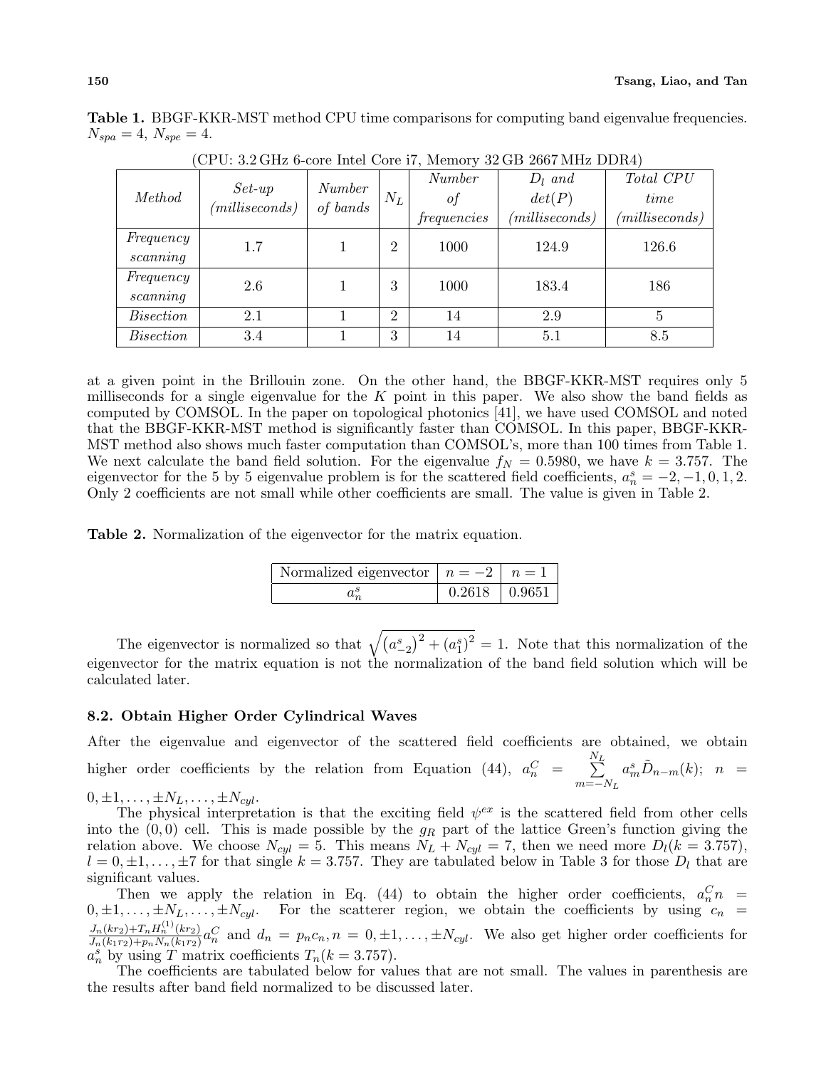**Table 1.** BBGF-KKR-MST method CPU time comparisons for computing band eigenvalue frequencies. $N_{spa} = 4$, $N_{spe} = 4$.

(CPU: 3.2 GHz 6-core Intel Core i7, Memory 32 GB 2667 MHz DDR4)

| *Method* | *Set-up (milliseconds)* | *Number of bands* | $N_L$ | *Number of frequencies* | *$D_l$ and det(P) (milliseconds)* | *Total CPU time (milliseconds)* |
|---|---|---|---|---|---|---|
| *Frequency scanning* | 1.7 | 1 | 2 | 1000 | 124.9 | 126.6 |
| *Frequency scanning* | 2.6 | 1 | 3 | 1000 | 183.4 | 186 |
| *Bisection* | 2.1 | 1 | 2 | 14 | 2.9 | 5 |
| *Bisection* | 3.4 | 1 | 3 | 14 | 5.1 | 8.5 |

at a given point in the Brillouin zone. On the other hand, the BBGF-KKR-MST requires only 5 milliseconds for a single eigenvalue for the $K$ point in this paper. We also show the band fields as computed by COMSOL. In the paper on topological photonics [41], we have used COMSOL and noted that the BBGF-KKR-MST method is significantly faster than COMSOL. In this paper, BBGF-KKR-MST method also shows much faster computation than COMSOL's, more than 100 times from Table 1. We next calculate the band field solution. For the eigenvalue $f_N = 0.5980$, we have $k = 3.757$. The eigenvector for the 5 by 5 eigenvalue problem is for the scattered field coefficients, $a_n^s = -2, -1, 0, 1, 2$. Only 2 coefficients are not small while other coefficients are small. The value is given in Table 2.

**Table 2.** Normalization of the eigenvector for the matrix equation.

| Normalized eigenvector | $n = -2$ | $n = 1$ |
|---|---|---|
| $a_n^s$ | 0.2618 | 0.9651 |

The eigenvector is normalized so that $\sqrt{\left(a_{-2}^s\right)^2 + \left(a_1^s\right)^2} = 1$. Note that this normalization of the eigenvector for the matrix equation is not the normalization of the band field solution which will be calculated later.

### 8.2. Obtain Higher Order Cylindrical Waves

After the eigenvalue and eigenvector of the scattered field coefficients are obtained, we obtain higher order coefficients by the relation from Equation (44), $a_n^C = \sum_{m=-N_L}^{N_L} a_m^s \tilde{D}_{n-m}(k)$; $n = 0, \pm 1, \ldots, \pm N_L, \ldots, \pm N_{cyl}$.

The physical interpretation is that the exciting field $\psi^{ex}$ is the scattered field from other cells into the $(0, 0)$ cell. This is made possible by the $g_R$ part of the lattice Green's function giving the relation above. We choose $N_{cyl} = 5$. This means $N_L + N_{cyl} = 7$, then we need more $D_l(k = 3.757)$, $l = 0, \pm 1, \ldots, \pm 7$ for that single $k = 3.757$. They are tabulated below in Table 3 for those $D_l$ that are significant values.

Then we apply the relation in Eq. (44) to obtain the higher order coefficients, $a_n^C n = 0, \pm 1, \ldots, \pm N_L, \ldots, \pm N_{cyl}$. For the scatterer region, we obtain the coefficients by using $c_n = \frac{J_n(kr_2) + T_n H_n^{(1)}(kr_2)}{J_n(k_1 r_2) + p_n N_n(k_1 r_2)} a_n^C$ and $d_n = p_n c_n, n = 0, \pm 1, \ldots, \pm N_{cyl}$. We also get higher order coefficients for $a_n^s$ by using $T$ matrix coefficients $T_n(k = 3.757)$.

The coefficients are tabulated below for values that are not small. The values in parenthesis are the results after band field normalized to be discussed later.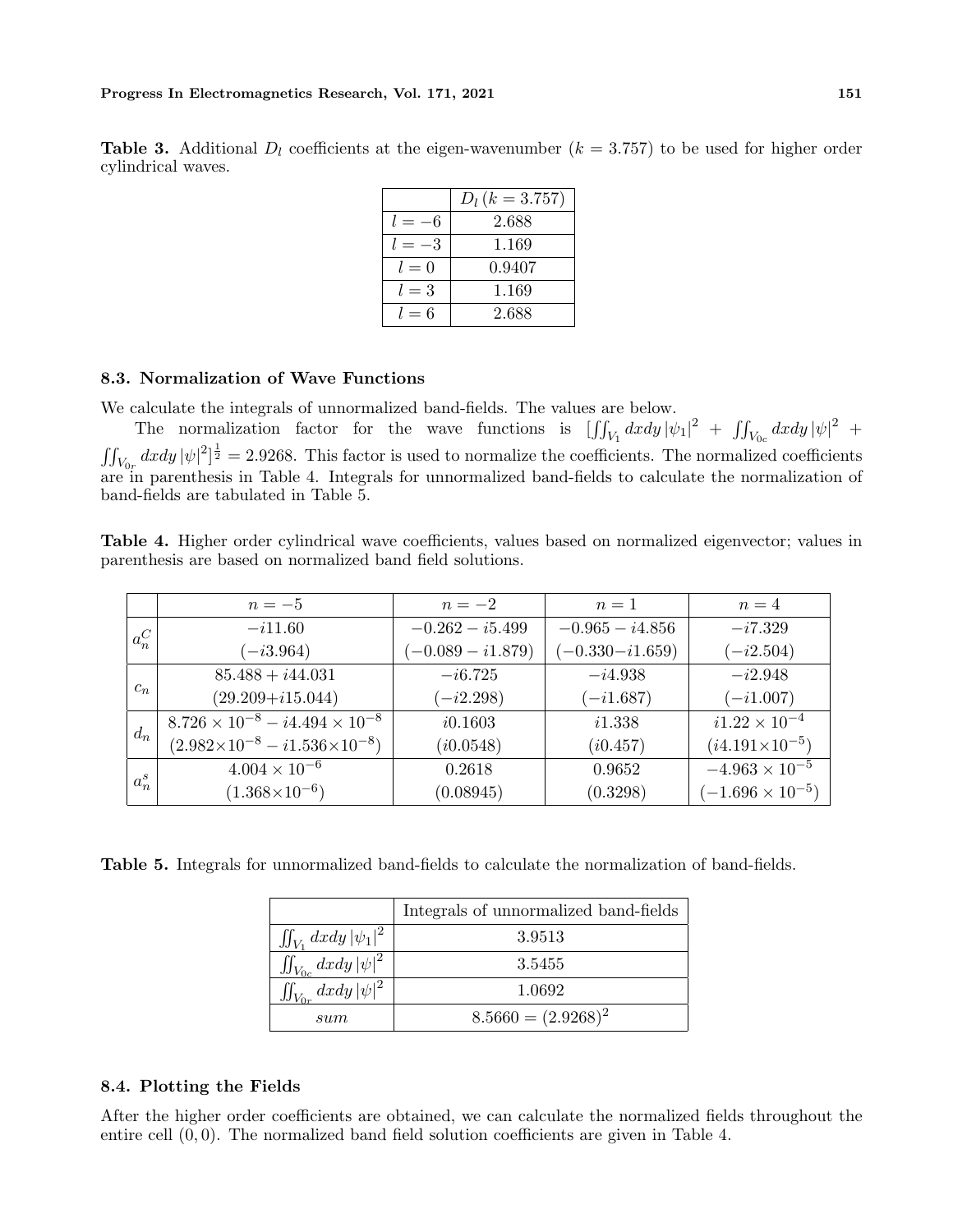**Table 3.** Additional $D_l$ coefficients at the eigen-wavenumber ($k = 3.757$) to be used for higher order cylindrical waves.

| | $D_l\,(k = 3.757)$ |
|---|---|
| $l = -6$ | 2.688 |
| $l = -3$ | 1.169 |
| $l = 0$ | 0.9407 |
| $l = 3$ | 1.169 |
| $l = 6$ | 2.688 |

### 8.3. Normalization of Wave Functions

We calculate the integrals of unnormalized band-fields. The values are below.

The normalization factor for the wave functions is $[\iint_{V_1} dxdy\,|\psi_1|^2 + \iint_{V_{0c}} dxdy\,|\psi|^2 + \iint_{V_{0r}} dxdy\,|\psi|^2]^{\frac{1}{2}} = 2.9268$. This factor is used to normalize the coefficients. The normalized coefficients are in parenthesis in Table 4. Integrals for unnormalized band-fields to calculate the normalization of band-fields are tabulated in Table 5.

**Table 4.** Higher order cylindrical wave coefficients, values based on normalized eigenvector; values in parenthesis are based on normalized band field solutions.

| | $n = -5$ | $n = -2$ | $n = 1$ | $n = 4$ |
|---|---|---|---|---|
| $a_n^C$ | $-i11.60$ <br> $(-i3.964)$ | $-0.262 - i5.499$ <br> $(-0.089 - i1.879)$ | $-0.965 - i4.856$ <br> $(-0.330 - i1.659)$ | $-i7.329$ <br> $(-i2.504)$ |
| $c_n$ | $85.488 + i44.031$ <br> $(29.209 + i15.044)$ | $-i6.725$ <br> $(-i2.298)$ | $-i4.938$ <br> $(-i1.687)$ | $-i2.948$ <br> $(-i1.007)$ |
| $d_n$ | $8.726 \times 10^{-8} - i4.494 \times 10^{-8}$ <br> $(2.982 \times 10^{-8} - i1.536 \times 10^{-8})$ | $i0.1603$ <br> $(i0.0548)$ | $i1.338$ <br> $(i0.457)$ | $i1.22 \times 10^{-4}$ <br> $(i4.191 \times 10^{-5})$ |
| $a_n^s$ | $4.004 \times 10^{-6}$ <br> $(1.368 \times 10^{-6})$ | $0.2618$ <br> $(0.08945)$ | $0.9652$ <br> $(0.3298)$ | $-4.963 \times 10^{-5}$ <br> $(-1.696 \times 10^{-5})$ |

**Table 5.** Integrals for unnormalized band-fields to calculate the normalization of band-fields.

| | Integrals of unnormalized band-fields |
|---|---|
| $\iint_{V_1} dxdy\,\|\psi_1\|^2$ | 3.9513 |
| $\iint_{V_{0c}} dxdy\,\|\psi\|^2$ | 3.5455 |
| $\iint_{V_{0r}} dxdy\,\|\psi\|^2$ | 1.0692 |
| *sum* | $8.5660 = (2.9268)^2$ |

### 8.4. Plotting the Fields

After the higher order coefficients are obtained, we can calculate the normalized fields throughout the entire cell $(0, 0)$. The normalized band field solution coefficients are given in Table 4.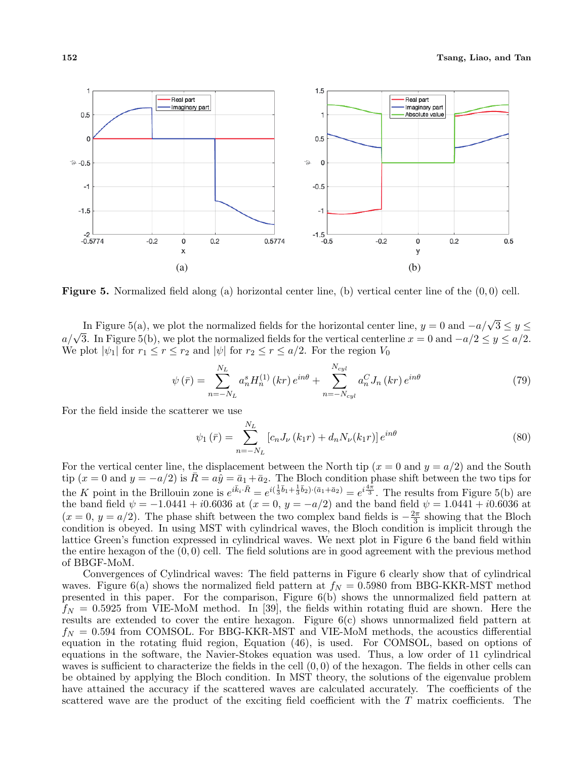Figure 5. Normalized field along (a) horizontal center line, (b) vertical center line of the $(0, 0)$ cell.

In Figure 5(a), we plot the normalized fields for the horizontal center line, $y = 0$ and $-a/\sqrt{3} \leq y \leq a/\sqrt{3}$. In Figure 5(b), we plot the normalized fields for the vertical centerline $x = 0$ and $-a/2 \leq y \leq a/2$. We plot $|\psi_1|$ for $r_1 \leq r \leq r_2$ and $|\psi|$ for $r_2 \leq r \leq a/2$. For the region $V_0$

$$\psi(\bar{r}) = \sum_{n=-N_L}^{N_L} a_n^s H_n^{(1)}(kr)\, e^{in\theta} + \sum_{n=-N_{cyl}}^{N_{cyl}} a_n^C J_n(kr)\, e^{in\theta} \tag{79}$$

For the field inside the scatterer we use

$$\psi_1(\bar{r}) = \sum_{n=-N_L}^{N_L} \left[c_n J_\nu(k_1 r) + d_n N_\nu(k_1 r)\right] e^{in\theta} \tag{80}$$

For the vertical center line, the displacement between the North tip ($x = 0$ and $y = a/2$) and the South tip ($x = 0$ and $y = -a/2$) is $\bar{R} = a\hat{y} = \bar{a}_1 + \bar{a}_2$. The Bloch condition phase shift between the two tips for the $K$ point in the Brillouin zone is $e^{i\bar{k}_i \cdot \bar{R}} = e^{i(\frac{1}{3}\bar{b}_1 + \frac{1}{3}\bar{b}_2)\cdot(\bar{a}_1 + \bar{a}_2)} = e^{i\frac{4\pi}{3}}$. The results from Figure 5(b) are the band field $\psi = -1.0441 + i0.6036$ at ($x = 0$, $y = -a/2$) and the band field $\psi = 1.0441 + i0.6036$ at ($x = 0$, $y = a/2$). The phase shift between the two complex band fields is $-\frac{2\pi}{3}$ showing that the Bloch condition is obeyed. In using MST with cylindrical waves, the Bloch condition is implicit through the lattice Green's function expressed in cylindrical waves. We next plot in Figure 6 the band field within the entire hexagon of the $(0, 0)$ cell. The field solutions are in good agreement with the previous method of BBGF-MoM.

Convergences of Cylindrical waves: The field patterns in Figure 6 clearly show that of cylindrical waves. Figure 6(a) shows the normalized field pattern at $f_N = 0.5980$ from BBG-KKR-MST method presented in this paper. For the comparison, Figure 6(b) shows the unnormalized field pattern at $f_N = 0.5925$ from VIE-MoM method. In [39], the fields within rotating fluid are shown. Here the results are extended to cover the entire hexagon. Figure 6(c) shows unnormalized field pattern at $f_N = 0.594$ from COMSOL. For BBG-KKR-MST and VIE-MoM methods, the acoustics differential equation in the rotating fluid region, Equation (46), is used. For COMSOL, based on options of equations in the software, the Navier-Stokes equation was used. Thus, a low order of 11 cylindrical waves is sufficient to characterize the fields in the cell $(0, 0)$ of the hexagon. The fields in other cells can be obtained by applying the Bloch condition. In MST theory, the solutions of the eigenvalue problem have attained the accuracy if the scattered waves are calculated accurately. The coefficients of the scattered wave are the product of the exciting field coefficient with the $T$ matrix coefficients. The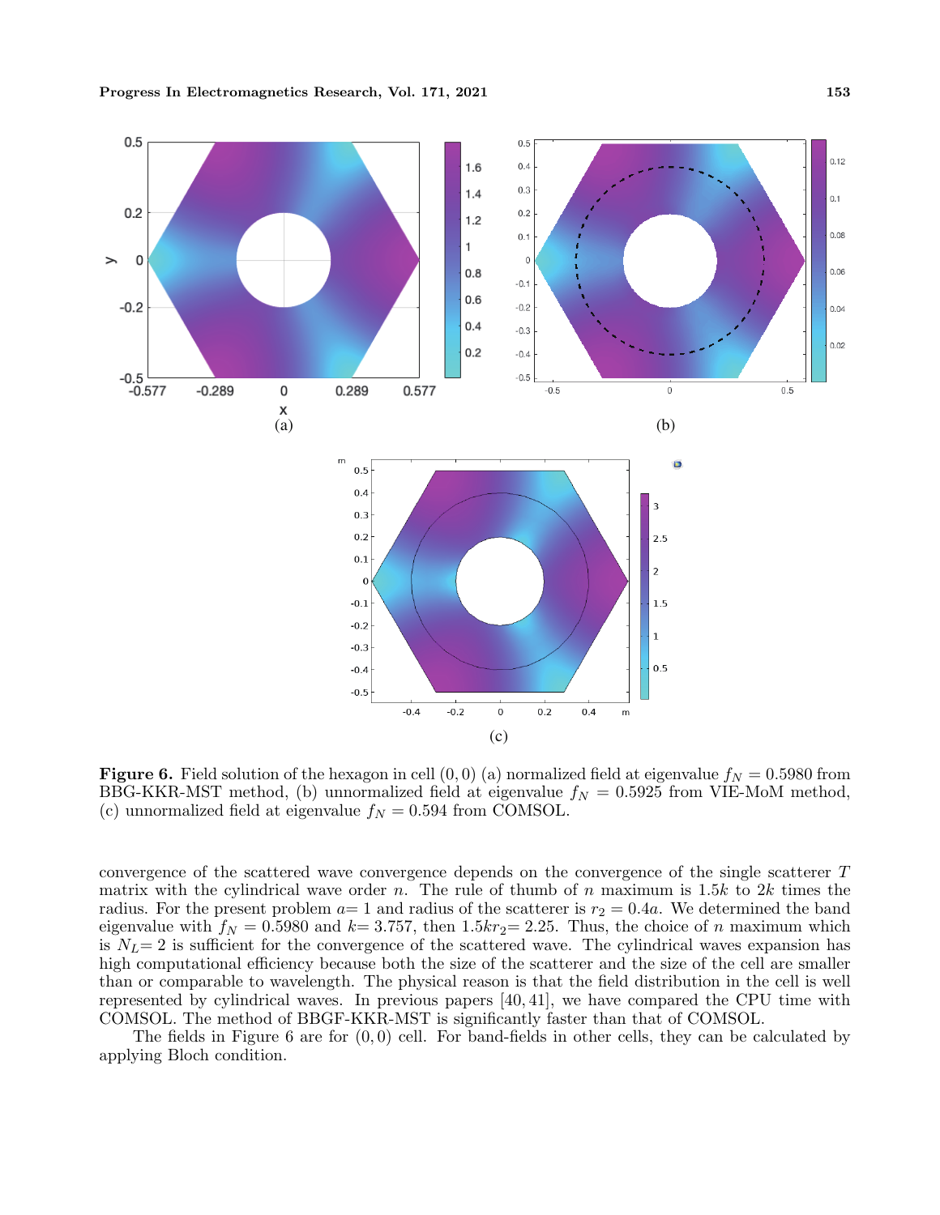**Figure 6.** Field solution of the hexagon in cell $(0, 0)$ (a) normalized field at eigenvalue $f_N = 0.5980$ from BBG-KKR-MST method, (b) unnormalized field at eigenvalue $f_N = 0.5925$ from VIE-MoM method, (c) unnormalized field at eigenvalue $f_N = 0.594$ from COMSOL.

convergence of the scattered wave convergence depends on the convergence of the single scatterer $T$ matrix with the cylindrical wave order $n$. The rule of thumb of $n$ maximum is $1.5k$ to $2k$ times the radius. For the present problem $a = 1$ and radius of the scatterer is $r_2 = 0.4a$. We determined the band eigenvalue with $f_N = 0.5980$ and $k = 3.757$, then $1.5kr_2 = 2.25$. Thus, the choice of $n$ maximum which is $N_L = 2$ is sufficient for the convergence of the scattered wave. The cylindrical waves expansion has high computational efficiency because both the size of the scatterer and the size of the cell are smaller than or comparable to wavelength. The physical reason is that the field distribution in the cell is well represented by cylindrical waves. In previous papers [40, 41], we have compared the CPU time with COMSOL. The method of BBGF-KKR-MST is significantly faster than that of COMSOL.

The fields in Figure 6 are for $(0, 0)$ cell. For band-fields in other cells, they can be calculated by applying Bloch condition.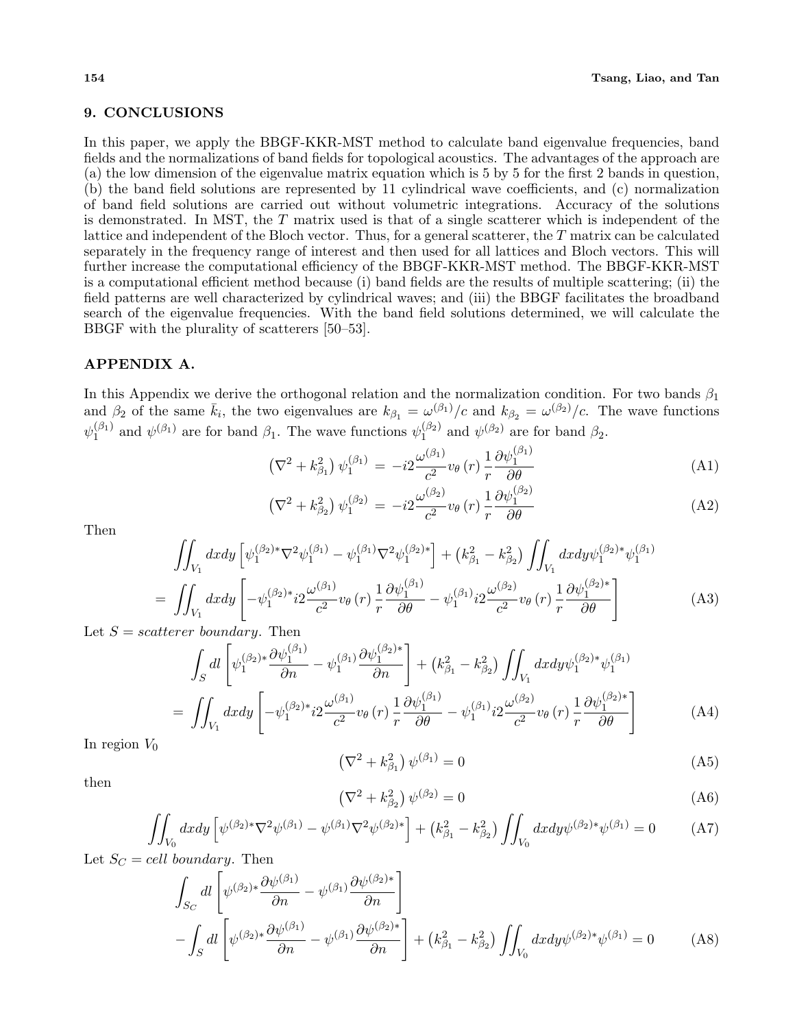## 9. CONCLUSIONS

In this paper, we apply the BBGF-KKR-MST method to calculate band eigenvalue frequencies, band fields and the normalizations of band fields for topological acoustics. The advantages of the approach are (a) the low dimension of the eigenvalue matrix equation which is 5 by 5 for the first 2 bands in question, (b) the band field solutions are represented by 11 cylindrical wave coefficients, and (c) normalization of band field solutions are carried out without volumetric integrations. Accuracy of the solutions is demonstrated. In MST, the $T$ matrix used is that of a single scatterer which is independent of the lattice and independent of the Bloch vector. Thus, for a general scatterer, the $T$ matrix can be calculated separately in the frequency range of interest and then used for all lattices and Bloch vectors. This will further increase the computational efficiency of the BBGF-KKR-MST method. The BBGF-KKR-MST is a computational efficient method because (i) band fields are the results of multiple scattering; (ii) the field patterns are well characterized by cylindrical waves; and (iii) the BBGF facilitates the broadband search of the eigenvalue frequencies. With the band field solutions determined, we will calculate the BBGF with the plurality of scatterers [50–53].

## APPENDIX A.

In this Appendix we derive the orthogonal relation and the normalization condition. For two bands $\beta_1$ and $\beta_2$ of the same $\bar{k}_i$, the two eigenvalues are $k_{\beta_1} = \omega^{(\beta_1)}/c$ and $k_{\beta_2} = \omega^{(\beta_2)}/c$. The wave functions $\psi_1^{(\beta_1)}$ and $\psi^{(\beta_1)}$ are for band $\beta_1$. The wave functions $\psi_1^{(\beta_2)}$ and $\psi^{(\beta_2)}$ are for band $\beta_2$.

$$\left(\nabla^2 + k_{\beta_1}^2\right)\psi_1^{(\beta_1)} = -i2\frac{\omega^{(\beta_1)}}{c^2}v_\theta(r)\frac{1}{r}\frac{\partial\psi_1^{(\beta_1)}}{\partial\theta} \tag{A1}$$

$$\left(\nabla^2 + k_{\beta_2}^2\right)\psi_1^{(\beta_2)} = -i2\frac{\omega^{(\beta_2)}}{c^2}v_\theta(r)\frac{1}{r}\frac{\partial\psi_1^{(\beta_2)}}{\partial\theta} \tag{A2}$$

Then

$$\begin{aligned}
&\iint_{V_1} dxdy\left[\psi_1^{(\beta_2)*}\nabla^2\psi_1^{(\beta_1)} - \psi_1^{(\beta_1)}\nabla^2\psi_1^{(\beta_2)*}\right] + \left(k_{\beta_1}^2 - k_{\beta_2}^2\right)\iint_{V_1} dxdy\psi_1^{(\beta_2)*}\psi_1^{(\beta_1)} \\
&= \iint_{V_1} dxdy\left[-\psi_1^{(\beta_2)*}i2\frac{\omega^{(\beta_1)}}{c^2}v_\theta(r)\frac{1}{r}\frac{\partial\psi_1^{(\beta_1)}}{\partial\theta} - \psi_1^{(\beta_1)}i2\frac{\omega^{(\beta_2)}}{c^2}v_\theta(r)\frac{1}{r}\frac{\partial\psi_1^{(\beta_2)*}}{\partial\theta}\right]
\end{aligned} \tag{A3}$$

Let $S = scatterer\ boundary$. Then

$$\begin{aligned}
&\int_S dl\left[\psi_1^{(\beta_2)*}\frac{\partial\psi_1^{(\beta_1)}}{\partial n} - \psi_1^{(\beta_1)}\frac{\partial\psi_1^{(\beta_2)*}}{\partial n}\right] + \left(k_{\beta_1}^2 - k_{\beta_2}^2\right)\iint_{V_1} dxdy\psi_1^{(\beta_2)*}\psi_1^{(\beta_1)} \\
&= \iint_{V_1} dxdy\left[-\psi_1^{(\beta_2)*}i2\frac{\omega^{(\beta_1)}}{c^2}v_\theta(r)\frac{1}{r}\frac{\partial\psi_1^{(\beta_1)}}{\partial\theta} - \psi_1^{(\beta_1)}i2\frac{\omega^{(\beta_2)}}{c^2}v_\theta(r)\frac{1}{r}\frac{\partial\psi_1^{(\beta_2)*}}{\partial\theta}\right]
\end{aligned} \tag{A4}$$

In region $V_0$

$$\left(\nabla^2 + k_{\beta_1}^2\right)\psi^{(\beta_1)} = 0 \tag{A5}$$

then

$$\left(\nabla^2 + k_{\beta_2}^2\right)\psi^{(\beta_2)} = 0 \tag{A6}$$

$$\iint_{V_0} dxdy\left[\psi^{(\beta_2)*}\nabla^2\psi^{(\beta_1)} - \psi^{(\beta_1)}\nabla^2\psi^{(\beta_2)*}\right] + \left(k_{\beta_1}^2 - k_{\beta_2}^2\right)\iint_{V_0} dxdy\psi^{(\beta_2)*}\psi^{(\beta_1)} = 0 \tag{A7}$$

Let $S_C = cell\ boundary$. Then

$$\begin{aligned}
&\int_{S_C} dl\left[\psi^{(\beta_2)*}\frac{\partial\psi^{(\beta_1)}}{\partial n} - \psi^{(\beta_1)}\frac{\partial\psi^{(\beta_2)*}}{\partial n}\right] \\
&-\int_S dl\left[\psi^{(\beta_2)*}\frac{\partial\psi^{(\beta_1)}}{\partial n} - \psi^{(\beta_1)}\frac{\partial\psi^{(\beta_2)*}}{\partial n}\right] + \left(k_{\beta_1}^2 - k_{\beta_2}^2\right)\iint_{V_0} dxdy\psi^{(\beta_2)*}\psi^{(\beta_1)} = 0
\end{aligned} \tag{A8}$$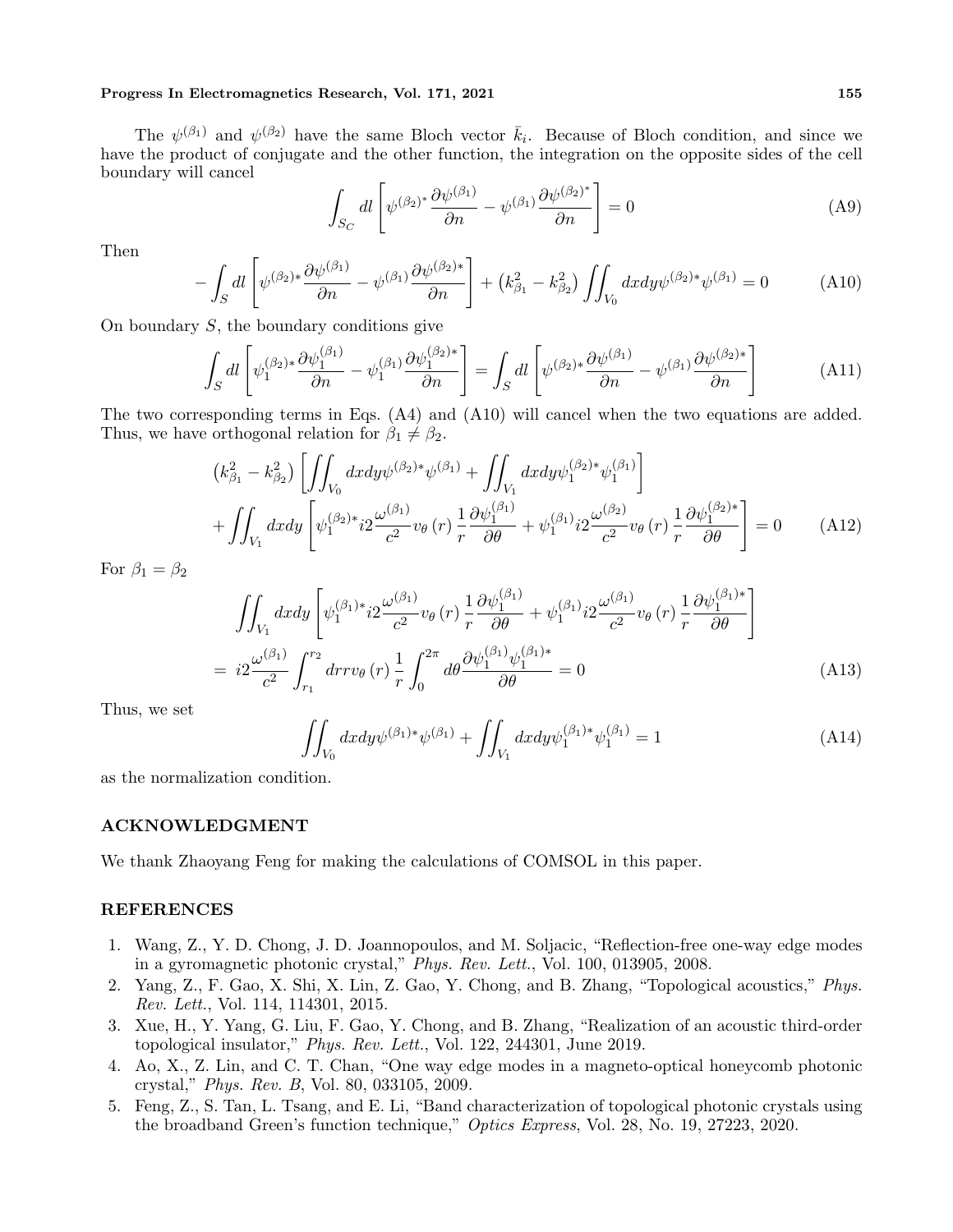The $\psi^{(\beta_1)}$ and $\psi^{(\beta_2)}$ have the same Bloch vector $\bar{k}_i$. Because of Bloch condition, and since we have the product of conjugate and the other function, the integration on the opposite sides of the cell boundary will cancel

$$\int_{S_C} dl \left[ \psi^{(\beta_2)^*} \frac{\partial \psi^{(\beta_1)}}{\partial n} - \psi^{(\beta_1)} \frac{\partial \psi^{(\beta_2)^*}}{\partial n} \right] = 0 \tag{A9}$$

Then

$$-\int_{S} dl \left[ \psi^{(\beta_2)*} \frac{\partial \psi^{(\beta_1)}}{\partial n} - \psi^{(\beta_1)} \frac{\partial \psi^{(\beta_2)*}}{\partial n} \right] + \left(k_{\beta_1}^2 - k_{\beta_2}^2\right) \iint_{V_0} dxdy \psi^{(\beta_2)*} \psi^{(\beta_1)} = 0 \tag{A10}$$

On boundary $S$, the boundary conditions give

$$\int_{S} dl \left[ \psi_1^{(\beta_2)*} \frac{\partial \psi_1^{(\beta_1)}}{\partial n} - \psi_1^{(\beta_1)} \frac{\partial \psi_1^{(\beta_2)*}}{\partial n} \right] = \int_{S} dl \left[ \psi^{(\beta_2)*} \frac{\partial \psi^{(\beta_1)}}{\partial n} - \psi^{(\beta_1)} \frac{\partial \psi^{(\beta_2)*}}{\partial n} \right] \tag{A11}$$

The two corresponding terms in Eqs. (A4) and (A10) will cancel when the two equations are added. Thus, we have orthogonal relation for $\beta_1 \neq \beta_2$.

$$\begin{aligned} &\left(k_{\beta_1}^2 - k_{\beta_2}^2\right) \left[ \iint_{V_0} dxdy \psi^{(\beta_2)*} \psi^{(\beta_1)} + \iint_{V_1} dxdy \psi_1^{(\beta_2)*} \psi_1^{(\beta_1)} \right] \\ &+ \iint_{V_1} dxdy \left[ \psi_1^{(\beta_2)*} i2 \frac{\omega^{(\beta_1)}}{c^2} v_\theta\left(r\right) \frac{1}{r} \frac{\partial \psi_1^{(\beta_1)}}{\partial \theta} + \psi_1^{(\beta_1)} i2 \frac{\omega^{(\beta_2)}}{c^2} v_\theta\left(r\right) \frac{1}{r} \frac{\partial \psi_1^{(\beta_2)*}}{\partial \theta} \right] = 0 \end{aligned} \tag{A12}$$

For $\beta_1 = \beta_2$

$$\begin{aligned} &\iint_{V_1} dxdy \left[ \psi_1^{(\beta_1)*} i2 \frac{\omega^{(\beta_1)}}{c^2} v_\theta\left(r\right) \frac{1}{r} \frac{\partial \psi_1^{(\beta_1)}}{\partial \theta} + \psi_1^{(\beta_1)} i2 \frac{\omega^{(\beta_1)}}{c^2} v_\theta\left(r\right) \frac{1}{r} \frac{\partial \psi_1^{(\beta_1)*}}{\partial \theta} \right] \\ &= i2 \frac{\omega^{(\beta_1)}}{c^2} \int_{r_1}^{r_2} drr v_\theta\left(r\right) \frac{1}{r} \int_0^{2\pi} d\theta \frac{\partial \psi_1^{(\beta_1)} \psi_1^{(\beta_1)*}}{\partial \theta} = 0 \end{aligned} \tag{A13}$$

Thus, we set

$$\iint_{V_0} dxdy \psi^{(\beta_1)*} \psi^{(\beta_1)} + \iint_{V_1} dxdy \psi_1^{(\beta_1)*} \psi_1^{(\beta_1)} = 1 \tag{A14}$$

as the normalization condition.

## ACKNOWLEDGMENT

We thank Zhaoyang Feng for making the calculations of COMSOL in this paper.

## REFERENCES

1. Wang, Z., Y. D. Chong, J. D. Joannopoulos, and M. Soljacic, "Reflection-free one-way edge modes in a gyromagnetic photonic crystal," *Phys. Rev. Lett.*, Vol. 100, 013905, 2008.
2. Yang, Z., F. Gao, X. Shi, X. Lin, Z. Gao, Y. Chong, and B. Zhang, "Topological acoustics," *Phys. Rev. Lett.*, Vol. 114, 114301, 2015.
3. Xue, H., Y. Yang, G. Liu, F. Gao, Y. Chong, and B. Zhang, "Realization of an acoustic third-order topological insulator," *Phys. Rev. Lett.*, Vol. 122, 244301, June 2019.
4. Ao, X., Z. Lin, and C. T. Chan, "One way edge modes in a magneto-optical honeycomb photonic crystal," *Phys. Rev. B*, Vol. 80, 033105, 2009.
5. Feng, Z., S. Tan, L. Tsang, and E. Li, "Band characterization of topological photonic crystals using the broadband Green's function technique," *Optics Express*, Vol. 28, No. 19, 27223, 2020.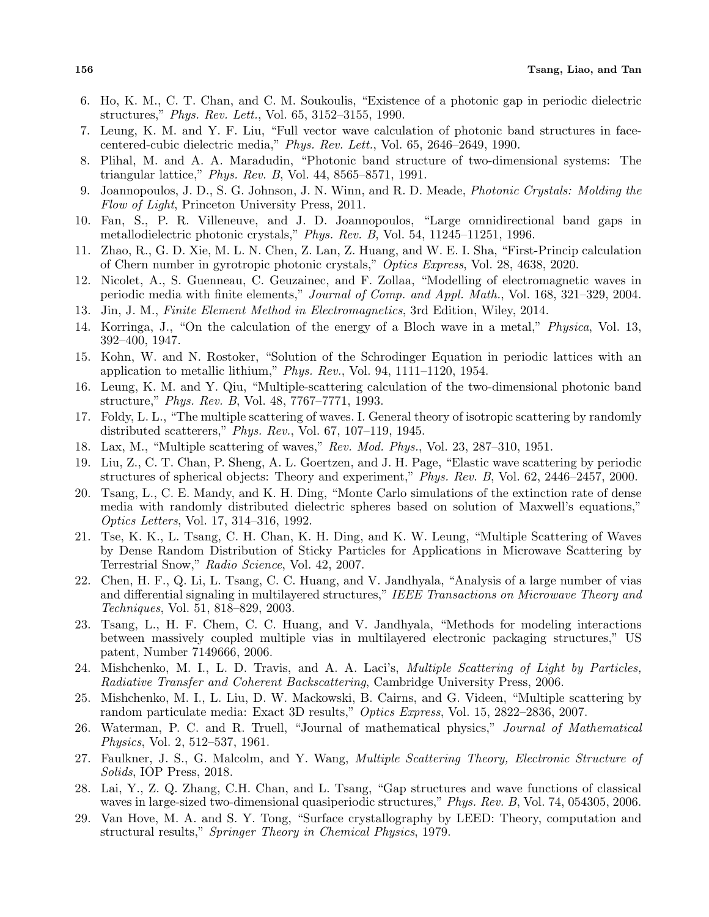6. Ho, K. M., C. T. Chan, and C. M. Soukoulis, "Existence of a photonic gap in periodic dielectric structures," *Phys. Rev. Lett.*, Vol. 65, 3152–3155, 1990.
7. Leung, K. M. and Y. F. Liu, "Full vector wave calculation of photonic band structures in face-centered-cubic dielectric media," *Phys. Rev. Lett.*, Vol. 65, 2646–2649, 1990.
8. Plihal, M. and A. A. Maradudin, "Photonic band structure of two-dimensional systems: The triangular lattice," *Phys. Rev. B*, Vol. 44, 8565–8571, 1991.
9. Joannopoulos, J. D., S. G. Johnson, J. N. Winn, and R. D. Meade, *Photonic Crystals: Molding the Flow of Light*, Princeton University Press, 2011.
10. Fan, S., P. R. Villeneuve, and J. D. Joannopoulos, "Large omnidirectional band gaps in metallodielectric photonic crystals," *Phys. Rev. B*, Vol. 54, 11245–11251, 1996.
11. Zhao, R., G. D. Xie, M. L. N. Chen, Z. Lan, Z. Huang, and W. E. I. Sha, "First-Princip calculation of Chern number in gyrotropic photonic crystals," *Optics Express*, Vol. 28, 4638, 2020.
12. Nicolet, A., S. Guenneau, C. Geuzainec, and F. Zollaa, "Modelling of electromagnetic waves in periodic media with finite elements," *Journal of Comp. and Appl. Math.*, Vol. 168, 321–329, 2004.
13. Jin, J. M., *Finite Element Method in Electromagnetics*, 3rd Edition, Wiley, 2014.
14. Korringa, J., "On the calculation of the energy of a Bloch wave in a metal," *Physica*, Vol. 13, 392–400, 1947.
15. Kohn, W. and N. Rostoker, "Solution of the Schrodinger Equation in periodic lattices with an application to metallic lithium," *Phys. Rev.*, Vol. 94, 1111–1120, 1954.
16. Leung, K. M. and Y. Qiu, "Multiple-scattering calculation of the two-dimensional photonic band structure," *Phys. Rev. B*, Vol. 48, 7767–7771, 1993.
17. Foldy, L. L., "The multiple scattering of waves. I. General theory of isotropic scattering by randomly distributed scatterers," *Phys. Rev.*, Vol. 67, 107–119, 1945.
18. Lax, M., "Multiple scattering of waves," *Rev. Mod. Phys.*, Vol. 23, 287–310, 1951.
19. Liu, Z., C. T. Chan, P. Sheng, A. L. Goertzen, and J. H. Page, "Elastic wave scattering by periodic structures of spherical objects: Theory and experiment," *Phys. Rev. B*, Vol. 62, 2446–2457, 2000.
20. Tsang, L., C. E. Mandy, and K. H. Ding, "Monte Carlo simulations of the extinction rate of dense media with randomly distributed dielectric spheres based on solution of Maxwell's equations," *Optics Letters*, Vol. 17, 314–316, 1992.
21. Tse, K. K., L. Tsang, C. H. Chan, K. H. Ding, and K. W. Leung, "Multiple Scattering of Waves by Dense Random Distribution of Sticky Particles for Applications in Microwave Scattering by Terrestrial Snow," *Radio Science*, Vol. 42, 2007.
22. Chen, H. F., Q. Li, L. Tsang, C. C. Huang, and V. Jandhyala, "Analysis of a large number of vias and differential signaling in multilayered structures," *IEEE Transactions on Microwave Theory and Techniques*, Vol. 51, 818–829, 2003.
23. Tsang, L., H. F. Chem, C. C. Huang, and V. Jandhyala, "Methods for modeling interactions between massively coupled multiple vias in multilayered electronic packaging structures," US patent, Number 7149666, 2006.
24. Mishchenko, M. I., L. D. Travis, and A. A. Laci's, *Multiple Scattering of Light by Particles, Radiative Transfer and Coherent Backscattering*, Cambridge University Press, 2006.
25. Mishchenko, M. I., L. Liu, D. W. Mackowski, B. Cairns, and G. Videen, "Multiple scattering by random particulate media: Exact 3D results," *Optics Express*, Vol. 15, 2822–2836, 2007.
26. Waterman, P. C. and R. Truell, "Journal of mathematical physics," *Journal of Mathematical Physics*, Vol. 2, 512–537, 1961.
27. Faulkner, J. S., G. Malcolm, and Y. Wang, *Multiple Scattering Theory, Electronic Structure of Solids*, IOP Press, 2018.
28. Lai, Y., Z. Q. Zhang, C.H. Chan, and L. Tsang, "Gap structures and wave functions of classical waves in large-sized two-dimensional quasiperiodic structures," *Phys. Rev. B*, Vol. 74, 054305, 2006.
29. Van Hove, M. A. and S. Y. Tong, "Surface crystallography by LEED: Theory, computation and structural results," *Springer Theory in Chemical Physics*, 1979.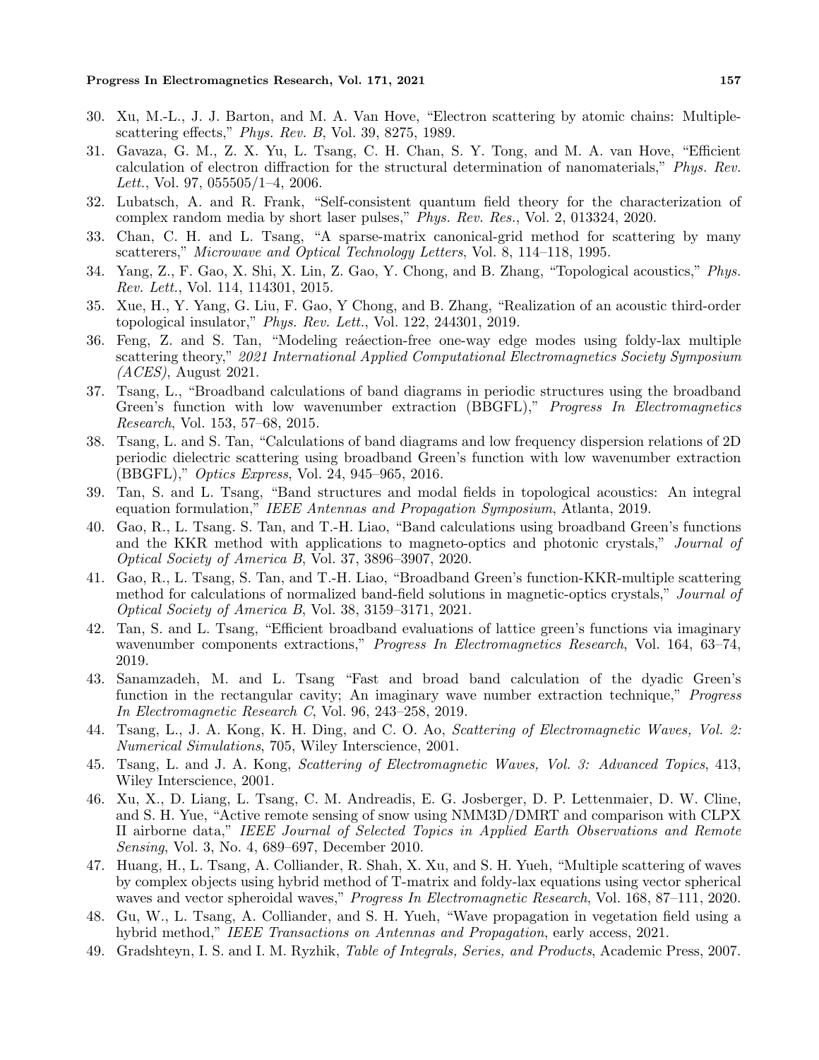30. Xu, M.-L., J. J. Barton, and M. A. Van Hove, "Electron scattering by atomic chains: Multiple-scattering effects," *Phys. Rev. B*, Vol. 39, 8275, 1989.
31. Gavaza, G. M., Z. X. Yu, L. Tsang, C. H. Chan, S. Y. Tong, and M. A. van Hove, "Efficient calculation of electron diffraction for the structural determination of nanomaterials," *Phys. Rev. Lett.*, Vol. 97, 055505/1–4, 2006.
32. Lubatsch, A. and R. Frank, "Self-consistent quantum field theory for the characterization of complex random media by short laser pulses," *Phys. Rev. Res.*, Vol. 2, 013324, 2020.
33. Chan, C. H. and L. Tsang, "A sparse-matrix canonical-grid method for scattering by many scatterers," *Microwave and Optical Technology Letters*, Vol. 8, 114–118, 1995.
34. Yang, Z., F. Gao, X. Shi, X. Lin, Z. Gao, Y. Chong, and B. Zhang, "Topological acoustics," *Phys. Rev. Lett.*, Vol. 114, 114301, 2015.
35. Xue, H., Y. Yang, G. Liu, F. Gao, Y Chong, and B. Zhang, "Realization of an acoustic third-order topological insulator," *Phys. Rev. Lett.*, Vol. 122, 244301, 2019.
36. Feng, Z. and S. Tan, "Modeling reáection-free one-way edge modes using foldy-lax multiple scattering theory," *2021 International Applied Computational Electromagnetics Society Symposium (ACES)*, August 2021.
37. Tsang, L., "Broadband calculations of band diagrams in periodic structures using the broadband Green's function with low wavenumber extraction (BBGFL)," *Progress In Electromagnetics Research*, Vol. 153, 57–68, 2015.
38. Tsang, L. and S. Tan, "Calculations of band diagrams and low frequency dispersion relations of 2D periodic dielectric scattering using broadband Green's function with low wavenumber extraction (BBGFL)," *Optics Express*, Vol. 24, 945–965, 2016.
39. Tan, S. and L. Tsang, "Band structures and modal fields in topological acoustics: An integral equation formulation," *IEEE Antennas and Propagation Symposium*, Atlanta, 2019.
40. Gao, R., L. Tsang. S. Tan, and T.-H. Liao, "Band calculations using broadband Green's functions and the KKR method with applications to magneto-optics and photonic crystals," *Journal of Optical Society of America B*, Vol. 37, 3896–3907, 2020.
41. Gao, R., L. Tsang, S. Tan, and T.-H. Liao, "Broadband Green's function-KKR-multiple scattering method for calculations of normalized band-field solutions in magnetic-optics crystals," *Journal of Optical Society of America B*, Vol. 38, 3159–3171, 2021.
42. Tan, S. and L. Tsang, "Efficient broadband evaluations of lattice green's functions via imaginary wavenumber components extractions," *Progress In Electromagnetics Research*, Vol. 164, 63–74, 2019.
43. Sanamzadeh, M. and L. Tsang "Fast and broad band calculation of the dyadic Green's function in the rectangular cavity; An imaginary wave number extraction technique," *Progress In Electromagnetic Research C*, Vol. 96, 243–258, 2019.
44. Tsang, L., J. A. Kong, K. H. Ding, and C. O. Ao, *Scattering of Electromagnetic Waves, Vol. 2: Numerical Simulations*, 705, Wiley Interscience, 2001.
45. Tsang, L. and J. A. Kong, *Scattering of Electromagnetic Waves, Vol. 3: Advanced Topics*, 413, Wiley Interscience, 2001.
46. Xu, X., D. Liang, L. Tsang, C. M. Andreadis, E. G. Josberger, D. P. Lettenmaier, D. W. Cline, and S. H. Yue, "Active remote sensing of snow using NMM3D/DMRT and comparison with CLPX II airborne data," *IEEE Journal of Selected Topics in Applied Earth Observations and Remote Sensing*, Vol. 3, No. 4, 689–697, December 2010.
47. Huang, H., L. Tsang, A. Colliander, R. Shah, X. Xu, and S. H. Yueh, "Multiple scattering of waves by complex objects using hybrid method of T-matrix and foldy-lax equations using vector spherical waves and vector spheroidal waves," *Progress In Electromagnetic Research*, Vol. 168, 87–111, 2020.
48. Gu, W., L. Tsang, A. Colliander, and S. H. Yueh, "Wave propagation in vegetation field using a hybrid method," *IEEE Transactions on Antennas and Propagation*, early access, 2021.
49. Gradshteyn, I. S. and I. M. Ryzhik, *Table of Integrals, Series, and Products*, Academic Press, 2007.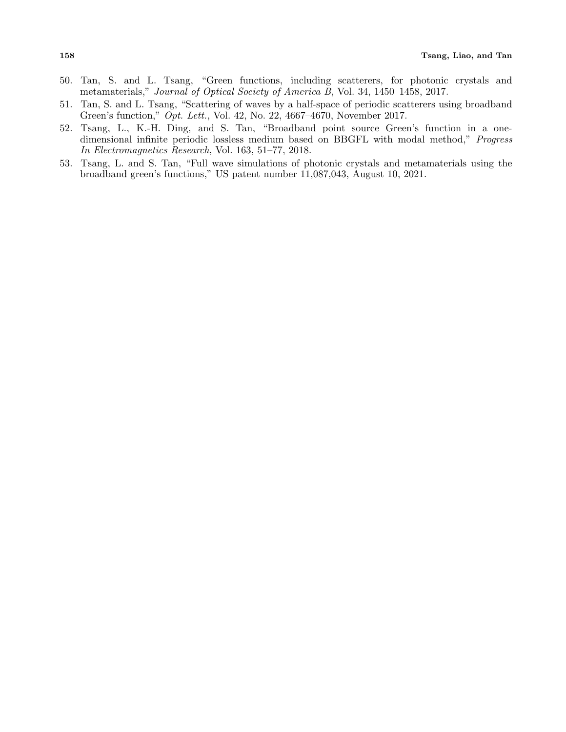50. Tan, S. and L. Tsang, "Green functions, including scatterers, for photonic crystals and metamaterials," *Journal of Optical Society of America B*, Vol. 34, 1450–1458, 2017.
51. Tan, S. and L. Tsang, "Scattering of waves by a half-space of periodic scatterers using broadband Green's function," *Opt. Lett.*, Vol. 42, No. 22, 4667–4670, November 2017.
52. Tsang, L., K.-H. Ding, and S. Tan, "Broadband point source Green's function in a one-dimensional infinite periodic lossless medium based on BBGFL with modal method," *Progress In Electromagnetics Research*, Vol. 163, 51–77, 2018.
53. Tsang, L. and S. Tan, "Full wave simulations of photonic crystals and metamaterials using the broadband green's functions," US patent number 11,087,043, August 10, 2021.